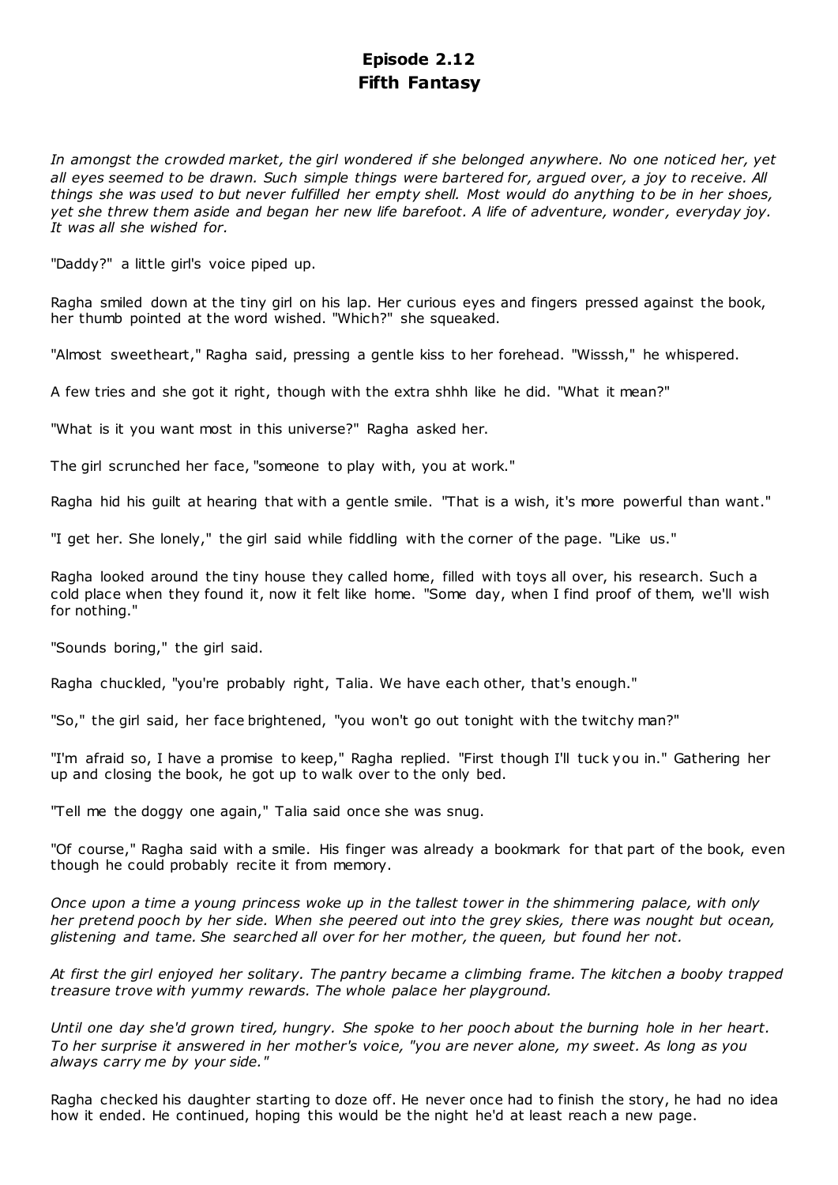# Episode 2.12
# Fifth Fantasy

*In amongst the crowded market, the girl wondered if she belonged anywhere. No one noticed her, yet all eyes seemed to be drawn. Such simple things were bartered for, argued over, a joy to receive. All things she was used to but never fulfilled her empty shell. Most would do anything to be in her shoes, yet she threw them aside and began her new life barefoot. A life of adventure, wonder, everyday joy. It was all she wished for.*

"Daddy?" a little girl's voice piped up.

Ragha smiled down at the tiny girl on his lap. Her curious eyes and fingers pressed against the book, her thumb pointed at the word wished. "Which?" she squeaked.

"Almost sweetheart," Ragha said, pressing a gentle kiss to her forehead. "Wisssh," he whispered.

A few tries and she got it right, though with the extra shhh like he did. "What it mean?"

"What is it you want most in this universe?" Ragha asked her.

The girl scrunched her face, "someone to play with, you at work."

Ragha hid his guilt at hearing that with a gentle smile. "That is a wish, it's more powerful than want."

"I get her. She lonely," the girl said while fiddling with the corner of the page. "Like us."

Ragha looked around the tiny house they called home, filled with toys all over, his research. Such a cold place when they found it, now it felt like home. "Some day, when I find proof of them, we'll wish for nothing."

"Sounds boring," the girl said.

Ragha chuckled, "you're probably right, Talia. We have each other, that's enough."

"So," the girl said, her face brightened, "you won't go out tonight with the twitchy man?"

"I'm afraid so, I have a promise to keep," Ragha replied. "First though I'll tuck you in." Gathering her up and closing the book, he got up to walk over to the only bed.

"Tell me the doggy one again," Talia said once she was snug.

"Of course," Ragha said with a smile. His finger was already a bookmark for that part of the book, even though he could probably recite it from memory.

*Once upon a time a young princess woke up in the tallest tower in the shimmering palace, with only her pretend pooch by her side. When she peered out into the grey skies, there was nought but ocean, glistening and tame. She searched all over for her mother, the queen, but found her not.*

*At first the girl enjoyed her solitary. The pantry became a climbing frame. The kitchen a booby trapped treasure trove with yummy rewards. The whole palace her playground.*

*Until one day she'd grown tired, hungry. She spoke to her pooch about the burning hole in her heart. To her surprise it answered in her mother's voice, "you are never alone, my sweet. As long as you always carry me by your side."*

Ragha checked his daughter starting to doze off. He never once had to finish the story, he had no idea how it ended. He continued, hoping this would be the night he'd at least reach a new page.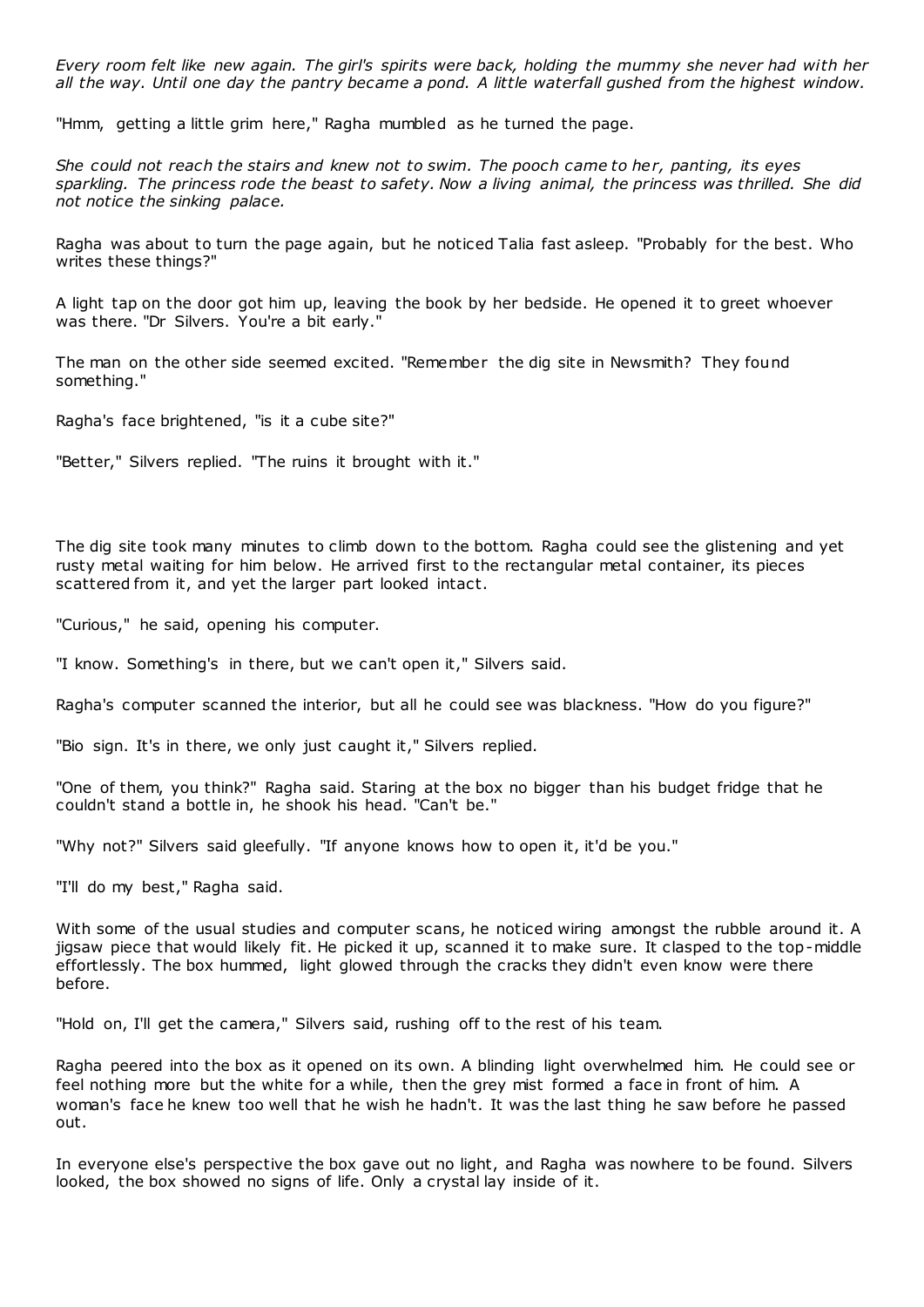*Every room felt like new again. The girl's spirits were back, holding the mummy she never had with her all the way. Until one day the pantry became a pond. A little waterfall gushed from the highest window.*

"Hmm, getting a little grim here," Ragha mumbled as he turned the page.

*She could not reach the stairs and knew not to swim. The pooch came to her, panting, its eyes sparkling. The princess rode the beast to safety. Now a living animal, the princess was thrilled. She did not notice the sinking palace.*

Ragha was about to turn the page again, but he noticed Talia fast asleep. "Probably for the best. Who writes these things?"

A light tap on the door got him up, leaving the book by her bedside. He opened it to greet whoever was there. "Dr Silvers. You're a bit early."

The man on the other side seemed excited. "Remember the dig site in Newsmith? They found something."

Ragha's face brightened, "is it a cube site?"

"Better," Silvers replied. "The ruins it brought with it."

The dig site took many minutes to climb down to the bottom. Ragha could see the glistening and yet rusty metal waiting for him below. He arrived first to the rectangular metal container, its pieces scattered from it, and yet the larger part looked intact.

"Curious," he said, opening his computer.

"I know. Something's in there, but we can't open it," Silvers said.

Ragha's computer scanned the interior, but all he could see was blackness. "How do you figure?"

"Bio sign. It's in there, we only just caught it," Silvers replied.

"One of them, you think?" Ragha said. Staring at the box no bigger than his budget fridge that he couldn't stand a bottle in, he shook his head. "Can't be."

"Why not?" Silvers said gleefully. "If anyone knows how to open it, it'd be you."

"I'll do my best," Ragha said.

With some of the usual studies and computer scans, he noticed wiring amongst the rubble around it. A jigsaw piece that would likely fit. He picked it up, scanned it to make sure. It clasped to the top-middle effortlessly. The box hummed, light glowed through the cracks they didn't even know were there before.

"Hold on, I'll get the camera," Silvers said, rushing off to the rest of his team.

Ragha peered into the box as it opened on its own. A blinding light overwhelmed him. He could see or feel nothing more but the white for a while, then the grey mist formed a face in front of him. A woman's face he knew too well that he wish he hadn't. It was the last thing he saw before he passed out.

In everyone else's perspective the box gave out no light, and Ragha was nowhere to be found. Silvers looked, the box showed no signs of life. Only a crystal lay inside of it.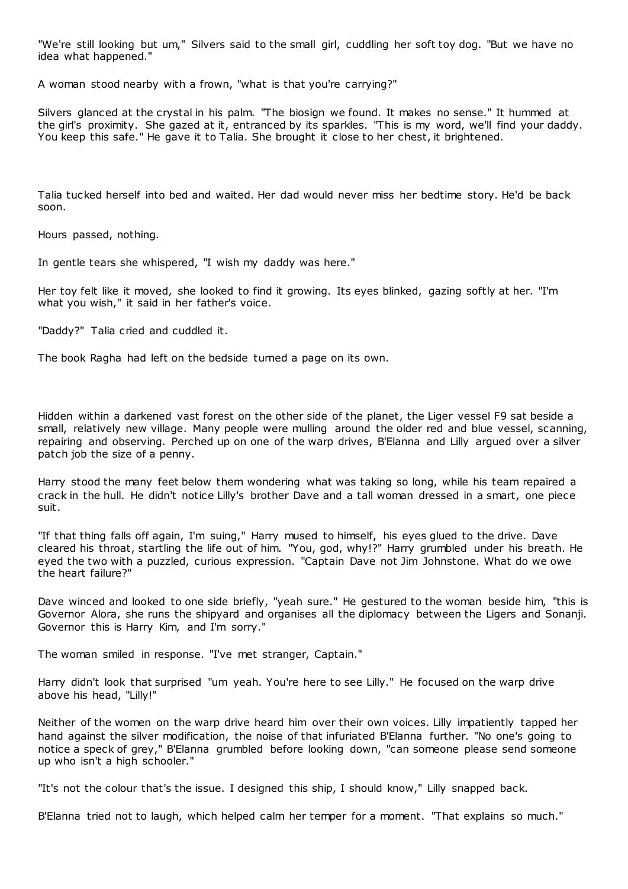"We're still looking but um," Silvers said to the small girl, cuddling her soft toy dog. "But we have no idea what happened."

A woman stood nearby with a frown, "what is that you're carrying?"

Silvers glanced at the crystal in his palm. "The biosign we found. It makes no sense." It hummed at the girl's proximity. She gazed at it, entranced by its sparkles. "This is my word, we'll find your daddy. You keep this safe." He gave it to Talia. She brought it close to her chest, it brightened.

Talia tucked herself into bed and waited. Her dad would never miss her bedtime story. He'd be back soon.

Hours passed, nothing.

In gentle tears she whispered, "I wish my daddy was here."

Her toy felt like it moved, she looked to find it growing. Its eyes blinked, gazing softly at her. "I'm what you wish," it said in her father's voice.

"Daddy?" Talia cried and cuddled it.

The book Ragha had left on the bedside turned a page on its own.

Hidden within a darkened vast forest on the other side of the planet, the Liger vessel F9 sat beside a small, relatively new village. Many people were mulling around the older red and blue vessel, scanning, repairing and observing. Perched up on one of the warp drives, B'Elanna and Lilly argued over a silver patch job the size of a penny.

Harry stood the many feet below them wondering what was taking so long, while his team repaired a crack in the hull. He didn't notice Lilly's brother Dave and a tall woman dressed in a smart, one piece suit.

"If that thing falls off again, I'm suing," Harry mused to himself, his eyes glued to the drive. Dave cleared his throat, startling the life out of him. "You, god, why!?" Harry grumbled under his breath. He eyed the two with a puzzled, curious expression. "Captain Dave not Jim Johnstone. What do we owe the heart failure?"

Dave winced and looked to one side briefly, "yeah sure." He gestured to the woman beside him, "this is Governor Alora, she runs the shipyard and organises all the diplomacy between the Ligers and Sonanji. Governor this is Harry Kim, and I'm sorry."

The woman smiled in response. "I've met stranger, Captain."

Harry didn't look that surprised "um yeah. You're here to see Lilly." He focused on the warp drive above his head, "Lilly!"

Neither of the women on the warp drive heard him over their own voices. Lilly impatiently tapped her hand against the silver modification, the noise of that infuriated B'Elanna further. "No one's going to notice a speck of grey," B'Elanna grumbled before looking down, "can someone please send someone up who isn't a high schooler."

"It's not the colour that's the issue. I designed this ship, I should know," Lilly snapped back.

B'Elanna tried not to laugh, which helped calm her temper for a moment. "That explains so much."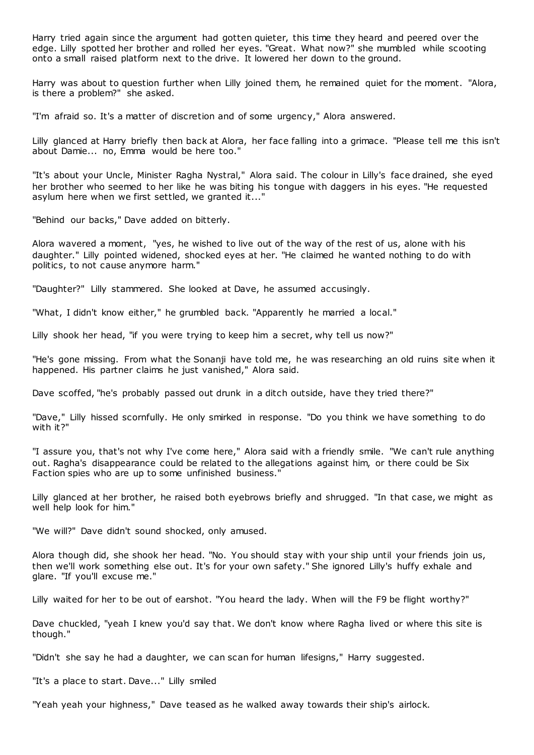Harry tried again since the argument had gotten quieter, this time they heard and peered over the edge. Lilly spotted her brother and rolled her eyes. "Great. What now?" she mumbled while scooting onto a small raised platform next to the drive. It lowered her down to the ground.

Harry was about to question further when Lilly joined them, he remained quiet for the moment. "Alora, is there a problem?" she asked.

"I'm afraid so. It's a matter of discretion and of some urgency," Alora answered.

Lilly glanced at Harry briefly then back at Alora, her face falling into a grimace. "Please tell me this isn't about Damie... no, Emma would be here too."

"It's about your Uncle, Minister Ragha Nystral," Alora said. The colour in Lilly's face drained, she eyed her brother who seemed to her like he was biting his tongue with daggers in his eyes. "He requested asylum here when we first settled, we granted it..."

"Behind our backs," Dave added on bitterly.

Alora wavered a moment, "yes, he wished to live out of the way of the rest of us, alone with his daughter." Lilly pointed widened, shocked eyes at her. "He claimed he wanted nothing to do with politics, to not cause anymore harm."

"Daughter?" Lilly stammered. She looked at Dave, he assumed accusingly.

"What, I didn't know either," he grumbled back. "Apparently he married a local."

Lilly shook her head, "if you were trying to keep him a secret, why tell us now?"

"He's gone missing. From what the Sonanji have told me, he was researching an old ruins site when it happened. His partner claims he just vanished," Alora said.

Dave scoffed, "he's probably passed out drunk in a ditch outside, have they tried there?"

"Dave," Lilly hissed scornfully. He only smirked in response. "Do you think we have something to do with it?"

"I assure you, that's not why I've come here," Alora said with a friendly smile. "We can't rule anything out. Ragha's disappearance could be related to the allegations against him, or there could be Six Faction spies who are up to some unfinished business."

Lilly glanced at her brother, he raised both eyebrows briefly and shrugged. "In that case, we might as well help look for him."

"We will?" Dave didn't sound shocked, only amused.

Alora though did, she shook her head. "No. You should stay with your ship until your friends join us, then we'll work something else out. It's for your own safety." She ignored Lilly's huffy exhale and glare. "If you'll excuse me."

Lilly waited for her to be out of earshot. "You heard the lady. When will the F9 be flight worthy?"

Dave chuckled, "yeah I knew you'd say that. We don't know where Ragha lived or where this site is though."

"Didn't she say he had a daughter, we can scan for human lifesigns," Harry suggested.

"It's a place to start. Dave..." Lilly smiled

"Yeah yeah your highness," Dave teased as he walked away towards their ship's airlock.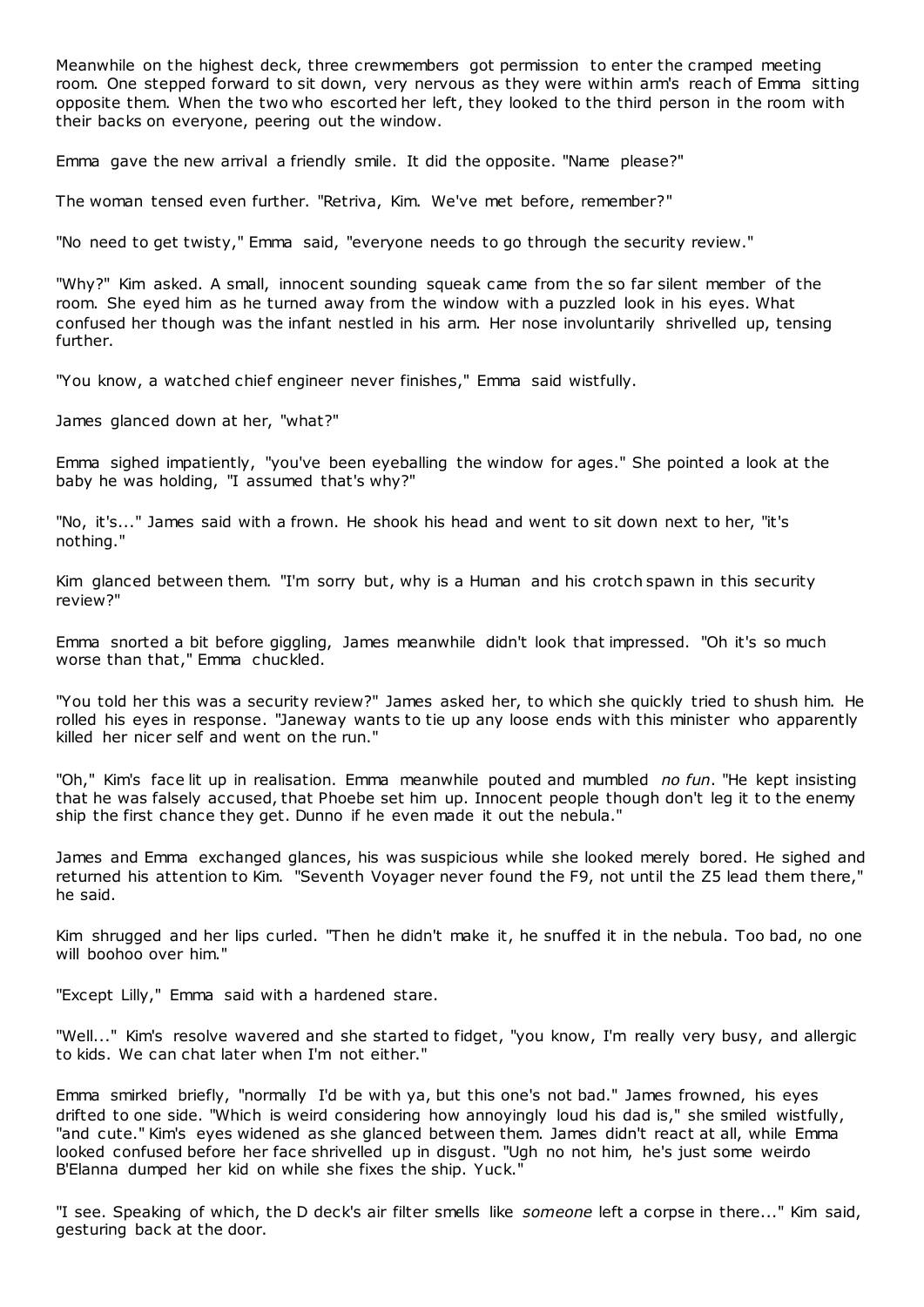Meanwhile on the highest deck, three crewmembers got permission to enter the cramped meeting room. One stepped forward to sit down, very nervous as they were within arm's reach of Emma sitting opposite them. When the two who escorted her left, they looked to the third person in the room with their backs on everyone, peering out the window.

Emma gave the new arrival a friendly smile. It did the opposite. "Name please?"

The woman tensed even further. "Retriva, Kim. We've met before, remember?"

"No need to get twisty," Emma said, "everyone needs to go through the security review."

"Why?" Kim asked. A small, innocent sounding squeak came from the so far silent member of the room. She eyed him as he turned away from the window with a puzzled look in his eyes. What confused her though was the infant nestled in his arm. Her nose involuntarily shrivelled up, tensing further.

"You know, a watched chief engineer never finishes," Emma said wistfully.

James glanced down at her, "what?"

Emma sighed impatiently, "you've been eyeballing the window for ages." She pointed a look at the baby he was holding, "I assumed that's why?"

"No, it's..." James said with a frown. He shook his head and went to sit down next to her, "it's nothing."

Kim glanced between them. "I'm sorry but, why is a Human and his crotch spawn in this security review?"

Emma snorted a bit before giggling, James meanwhile didn't look that impressed. "Oh it's so much worse than that," Emma chuckled.

"You told her this was a security review?" James asked her, to which she quickly tried to shush him. He rolled his eyes in response. "Janeway wants to tie up any loose ends with this minister who apparently killed her nicer self and went on the run."

"Oh," Kim's face lit up in realisation. Emma meanwhile pouted and mumbled *no fun*. "He kept insisting that he was falsely accused, that Phoebe set him up. Innocent people though don't leg it to the enemy ship the first chance they get. Dunno if he even made it out the nebula."

James and Emma exchanged glances, his was suspicious while she looked merely bored. He sighed and returned his attention to Kim. "Seventh Voyager never found the F9, not until the Z5 lead them there," he said.

Kim shrugged and her lips curled. "Then he didn't make it, he snuffed it in the nebula. Too bad, no one will boohoo over him."

"Except Lilly," Emma said with a hardened stare.

"Well..." Kim's resolve wavered and she started to fidget, "you know, I'm really very busy, and allergic to kids. We can chat later when I'm not either."

Emma smirked briefly, "normally I'd be with ya, but this one's not bad." James frowned, his eyes drifted to one side. "Which is weird considering how annoyingly loud his dad is," she smiled wistfully, "and cute." Kim's eyes widened as she glanced between them. James didn't react at all, while Emma looked confused before her face shrivelled up in disgust. "Ugh no not him, he's just some weirdo B'Elanna dumped her kid on while she fixes the ship. Yuck."

"I see. Speaking of which, the D deck's air filter smells like *someone* left a corpse in there..." Kim said, gesturing back at the door.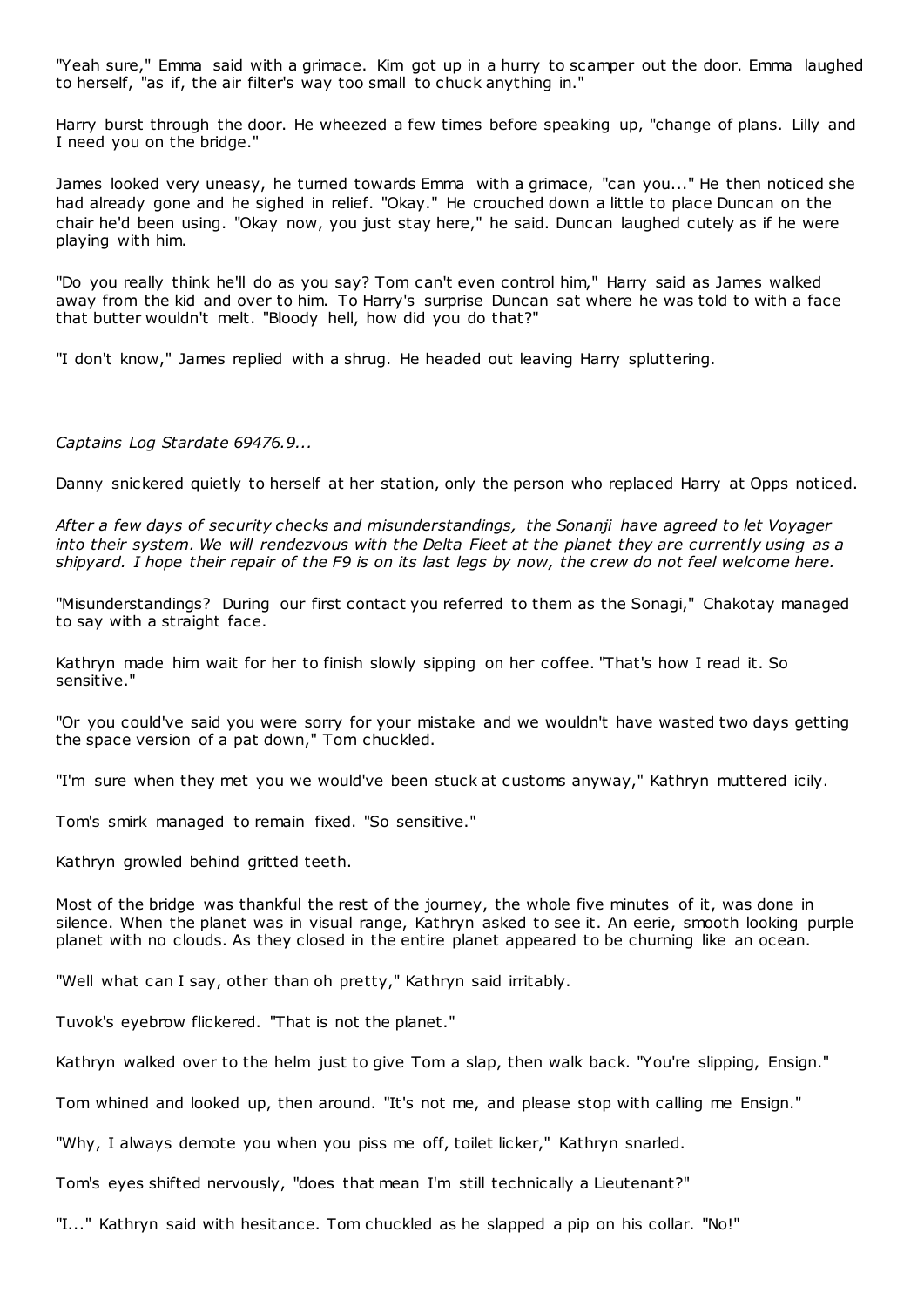"Yeah sure," Emma said with a grimace. Kim got up in a hurry to scamper out the door. Emma laughed to herself, "as if, the air filter's way too small to chuck anything in."

Harry burst through the door. He wheezed a few times before speaking up, "change of plans. Lilly and I need you on the bridge."

James looked very uneasy, he turned towards Emma with a grimace, "can you..." He then noticed she had already gone and he sighed in relief. "Okay." He crouched down a little to place Duncan on the chair he'd been using. "Okay now, you just stay here," he said. Duncan laughed cutely as if he were playing with him.

"Do you really think he'll do as you say? Tom can't even control him," Harry said as James walked away from the kid and over to him. To Harry's surprise Duncan sat where he was told to with a face that butter wouldn't melt. "Bloody hell, how did you do that?"

"I don't know," James replied with a shrug. He headed out leaving Harry spluttering.

*Captains Log Stardate 69476.9...*

Danny snickered quietly to herself at her station, only the person who replaced Harry at Opps noticed.

*After a few days of security checks and misunderstandings, the Sonanji have agreed to let Voyager into their system. We will rendezvous with the Delta Fleet at the planet they are currently using as a shipyard. I hope their repair of the F9 is on its last legs by now, the crew do not feel welcome here.*

"Misunderstandings? During our first contact you referred to them as the Sonagi," Chakotay managed to say with a straight face.

Kathryn made him wait for her to finish slowly sipping on her coffee. "That's how I read it. So sensitive."

"Or you could've said you were sorry for your mistake and we wouldn't have wasted two days getting the space version of a pat down," Tom chuckled.

"I'm sure when they met you we would've been stuck at customs anyway," Kathryn muttered icily.

Tom's smirk managed to remain fixed. "So sensitive."

Kathryn growled behind gritted teeth.

Most of the bridge was thankful the rest of the journey, the whole five minutes of it, was done in silence. When the planet was in visual range, Kathryn asked to see it. An eerie, smooth looking purple planet with no clouds. As they closed in the entire planet appeared to be churning like an ocean.

"Well what can I say, other than oh pretty," Kathryn said irritably.

Tuvok's eyebrow flickered. "That is not the planet."

Kathryn walked over to the helm just to give Tom a slap, then walk back. "You're slipping, Ensign."

Tom whined and looked up, then around. "It's not me, and please stop with calling me Ensign."

"Why, I always demote you when you piss me off, toilet licker," Kathryn snarled.

Tom's eyes shifted nervously, "does that mean I'm still technically a Lieutenant?"

"I..." Kathryn said with hesitance. Tom chuckled as he slapped a pip on his collar. "No!"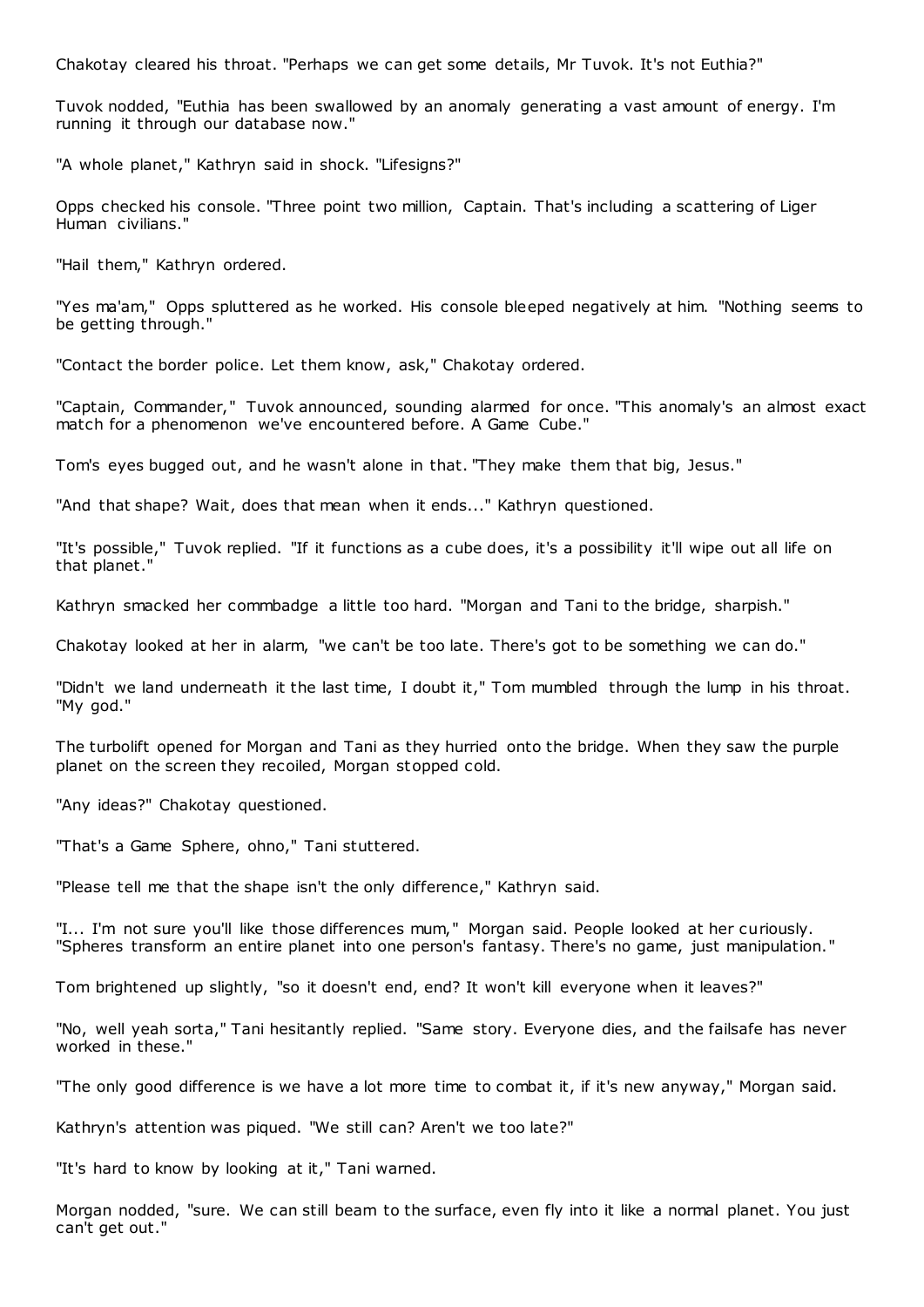Chakotay cleared his throat. "Perhaps we can get some details, Mr Tuvok. It's not Euthia?"

Tuvok nodded, "Euthia has been swallowed by an anomaly generating a vast amount of energy. I'm running it through our database now."

"A whole planet," Kathryn said in shock. "Lifesigns?"

Opps checked his console. "Three point two million, Captain. That's including a scattering of Liger Human civilians."

"Hail them," Kathryn ordered.

"Yes ma'am," Opps spluttered as he worked. His console bleeped negatively at him. "Nothing seems to be getting through."

"Contact the border police. Let them know, ask," Chakotay ordered.

"Captain, Commander," Tuvok announced, sounding alarmed for once. "This anomaly's an almost exact match for a phenomenon we've encountered before. A Game Cube."

Tom's eyes bugged out, and he wasn't alone in that. "They make them that big, Jesus."

"And that shape? Wait, does that mean when it ends..." Kathryn questioned.

"It's possible," Tuvok replied. "If it functions as a cube does, it's a possibility it'll wipe out all life on that planet."

Kathryn smacked her commbadge a little too hard. "Morgan and Tani to the bridge, sharpish."

Chakotay looked at her in alarm, "we can't be too late. There's got to be something we can do."

"Didn't we land underneath it the last time, I doubt it," Tom mumbled through the lump in his throat. "My god."

The turbolift opened for Morgan and Tani as they hurried onto the bridge. When they saw the purple planet on the screen they recoiled, Morgan stopped cold.

"Any ideas?" Chakotay questioned.

"That's a Game Sphere, ohno," Tani stuttered.

"Please tell me that the shape isn't the only difference," Kathryn said.

"I... I'm not sure you'll like those differences mum," Morgan said. People looked at her curiously. "Spheres transform an entire planet into one person's fantasy. There's no game, just manipulation."

Tom brightened up slightly, "so it doesn't end, end? It won't kill everyone when it leaves?"

"No, well yeah sorta," Tani hesitantly replied. "Same story. Everyone dies, and the failsafe has never worked in these."

"The only good difference is we have a lot more time to combat it, if it's new anyway," Morgan said.

Kathryn's attention was piqued. "We still can? Aren't we too late?"

"It's hard to know by looking at it," Tani warned.

Morgan nodded, "sure. We can still beam to the surface, even fly into it like a normal planet. You just can't get out."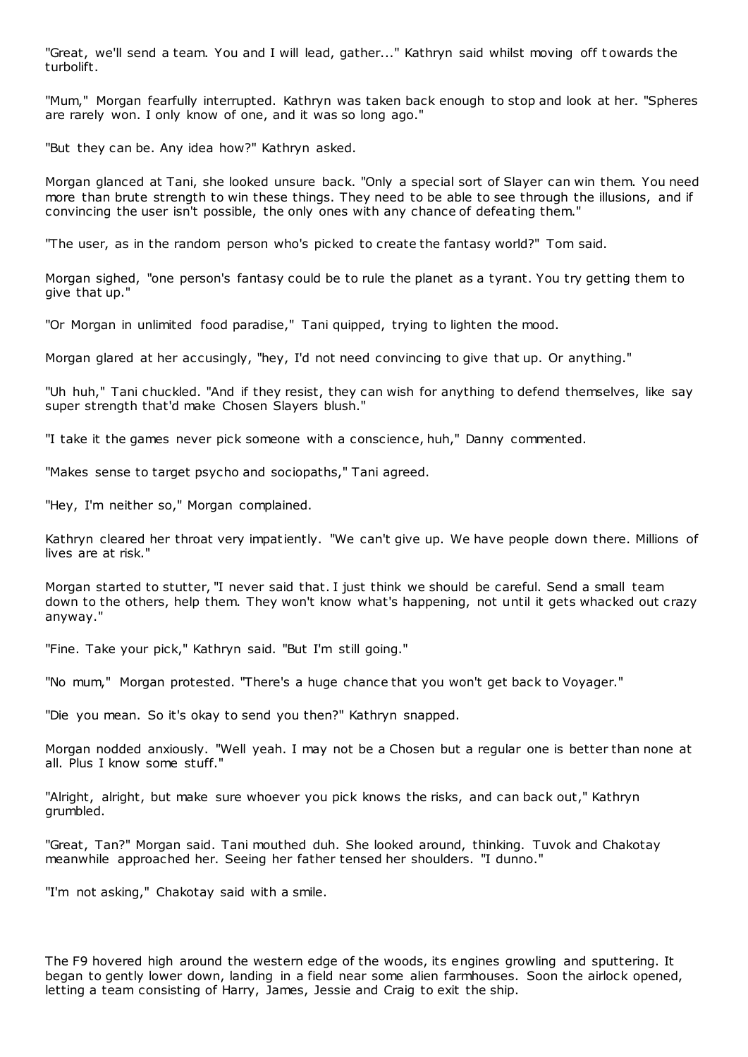"Great, we'll send a team. You and I will lead, gather..." Kathryn said whilst moving off towards the turbolift.

"Mum," Morgan fearfully interrupted. Kathryn was taken back enough to stop and look at her. "Spheres are rarely won. I only know of one, and it was so long ago."

"But they can be. Any idea how?" Kathryn asked.

Morgan glanced at Tani, she looked unsure back. "Only a special sort of Slayer can win them. You need more than brute strength to win these things. They need to be able to see through the illusions, and if convincing the user isn't possible, the only ones with any chance of defeating them."

"The user, as in the random person who's picked to create the fantasy world?" Tom said.

Morgan sighed, "one person's fantasy could be to rule the planet as a tyrant. You try getting them to give that up."

"Or Morgan in unlimited food paradise," Tani quipped, trying to lighten the mood.

Morgan glared at her accusingly, "hey, I'd not need convincing to give that up. Or anything."

"Uh huh," Tani chuckled. "And if they resist, they can wish for anything to defend themselves, like say super strength that'd make Chosen Slayers blush."

"I take it the games never pick someone with a conscience, huh," Danny commented.

"Makes sense to target psycho and sociopaths," Tani agreed.

"Hey, I'm neither so," Morgan complained.

Kathryn cleared her throat very impatiently. "We can't give up. We have people down there. Millions of lives are at risk."

Morgan started to stutter, "I never said that. I just think we should be careful. Send a small team down to the others, help them. They won't know what's happening, not until it gets whacked out crazy anyway."

"Fine. Take your pick," Kathryn said. "But I'm still going."

"No mum," Morgan protested. "There's a huge chance that you won't get back to Voyager."

"Die you mean. So it's okay to send you then?" Kathryn snapped.

Morgan nodded anxiously. "Well yeah. I may not be a Chosen but a regular one is better than none at all. Plus I know some stuff."

"Alright, alright, but make sure whoever you pick knows the risks, and can back out," Kathryn grumbled.

"Great, Tan?" Morgan said. Tani mouthed duh. She looked around, thinking. Tuvok and Chakotay meanwhile approached her. Seeing her father tensed her shoulders. "I dunno."

"I'm not asking," Chakotay said with a smile.

The F9 hovered high around the western edge of the woods, its engines growling and sputtering. It began to gently lower down, landing in a field near some alien farmhouses. Soon the airlock opened, letting a team consisting of Harry, James, Jessie and Craig to exit the ship.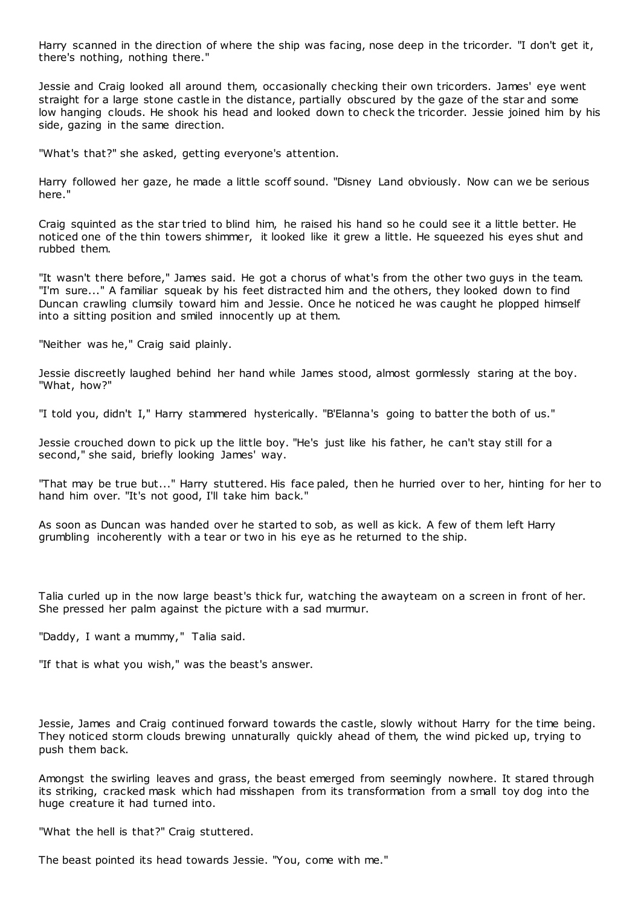Harry scanned in the direction of where the ship was facing, nose deep in the tricorder. "I don't get it, there's nothing, nothing there."

Jessie and Craig looked all around them, occasionally checking their own tricorders. James' eye went straight for a large stone castle in the distance, partially obscured by the gaze of the star and some low hanging clouds. He shook his head and looked down to check the tricorder. Jessie joined him by his side, gazing in the same direction.

"What's that?" she asked, getting everyone's attention.

Harry followed her gaze, he made a little scoff sound. "Disney Land obviously. Now can we be serious here."

Craig squinted as the star tried to blind him, he raised his hand so he could see it a little better. He noticed one of the thin towers shimmer, it looked like it grew a little. He squeezed his eyes shut and rubbed them.

"It wasn't there before," James said. He got a chorus of what's from the other two guys in the team. "I'm sure..." A familiar squeak by his feet distracted him and the others, they looked down to find Duncan crawling clumsily toward him and Jessie. Once he noticed he was caught he plopped himself into a sitting position and smiled innocently up at them.

"Neither was he," Craig said plainly.

Jessie discreetly laughed behind her hand while James stood, almost gormlessly staring at the boy. "What, how?"

"I told you, didn't I," Harry stammered hysterically. "B'Elanna's going to batter the both of us."

Jessie crouched down to pick up the little boy. "He's just like his father, he can't stay still for a second," she said, briefly looking James' way.

"That may be true but..." Harry stuttered. His face paled, then he hurried over to her, hinting for her to hand him over. "It's not good, I'll take him back."

As soon as Duncan was handed over he started to sob, as well as kick. A few of them left Harry grumbling incoherently with a tear or two in his eye as he returned to the ship.

Talia curled up in the now large beast's thick fur, watching the awayteam on a screen in front of her. She pressed her palm against the picture with a sad murmur.

"Daddy, I want a mummy," Talia said.

"If that is what you wish," was the beast's answer.

Jessie, James and Craig continued forward towards the castle, slowly without Harry for the time being. They noticed storm clouds brewing unnaturally quickly ahead of them, the wind picked up, trying to push them back.

Amongst the swirling leaves and grass, the beast emerged from seemingly nowhere. It stared through its striking, cracked mask which had misshapen from its transformation from a small toy dog into the huge creature it had turned into.

"What the hell is that?" Craig stuttered.

The beast pointed its head towards Jessie. "You, come with me."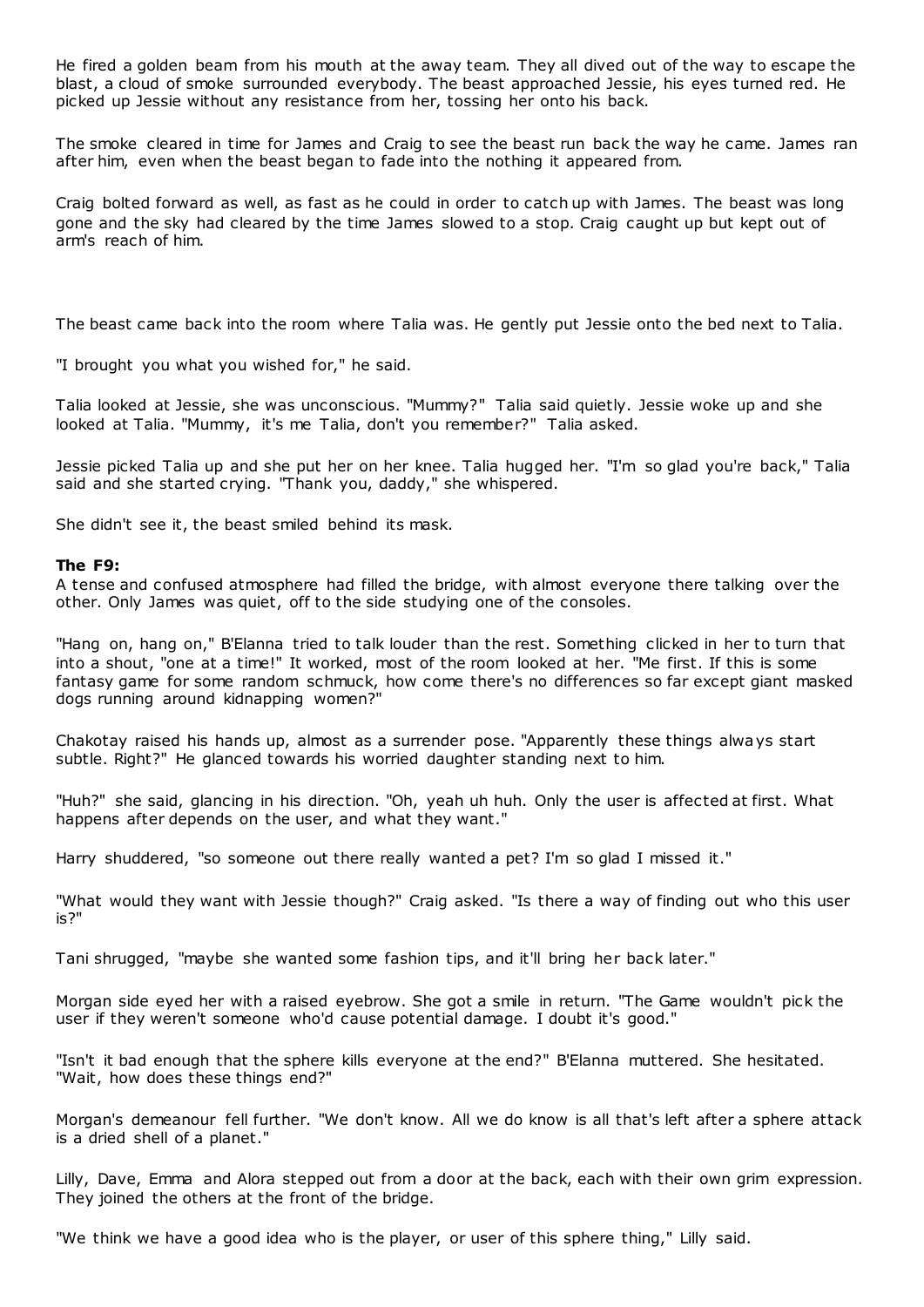He fired a golden beam from his mouth at the away team. They all dived out of the way to escape the blast, a cloud of smoke surrounded everybody. The beast approached Jessie, his eyes turned red. He picked up Jessie without any resistance from her, tossing her onto his back.

The smoke cleared in time for James and Craig to see the beast run back the way he came. James ran after him, even when the beast began to fade into the nothing it appeared from.

Craig bolted forward as well, as fast as he could in order to catch up with James. The beast was long gone and the sky had cleared by the time James slowed to a stop. Craig caught up but kept out of arm's reach of him.

The beast came back into the room where Talia was. He gently put Jessie onto the bed next to Talia.

"I brought you what you wished for," he said.

Talia looked at Jessie, she was unconscious. "Mummy?" Talia said quietly. Jessie woke up and she looked at Talia. "Mummy, it's me Talia, don't you remember?" Talia asked.

Jessie picked Talia up and she put her on her knee. Talia hugged her. "I'm so glad you're back," Talia said and she started crying. "Thank you, daddy," she whispered.

She didn't see it, the beast smiled behind its mask.

**The F9:**
A tense and confused atmosphere had filled the bridge, with almost everyone there talking over the other. Only James was quiet, off to the side studying one of the consoles.

"Hang on, hang on," B'Elanna tried to talk louder than the rest. Something clicked in her to turn that into a shout, "one at a time!" It worked, most of the room looked at her. "Me first. If this is some fantasy game for some random schmuck, how come there's no differences so far except giant masked dogs running around kidnapping women?"

Chakotay raised his hands up, almost as a surrender pose. "Apparently these things always start subtle. Right?" He glanced towards his worried daughter standing next to him.

"Huh?" she said, glancing in his direction. "Oh, yeah uh huh. Only the user is affected at first. What happens after depends on the user, and what they want."

Harry shuddered, "so someone out there really wanted a pet? I'm so glad I missed it."

"What would they want with Jessie though?" Craig asked. "Is there a way of finding out who this user is?"

Tani shrugged, "maybe she wanted some fashion tips, and it'll bring her back later."

Morgan side eyed her with a raised eyebrow. She got a smile in return. "The Game wouldn't pick the user if they weren't someone who'd cause potential damage. I doubt it's good."

"Isn't it bad enough that the sphere kills everyone at the end?" B'Elanna muttered. She hesitated. "Wait, how does these things end?"

Morgan's demeanour fell further. "We don't know. All we do know is all that's left after a sphere attack is a dried shell of a planet."

Lilly, Dave, Emma and Alora stepped out from a door at the back, each with their own grim expression. They joined the others at the front of the bridge.

"We think we have a good idea who is the player, or user of this sphere thing," Lilly said.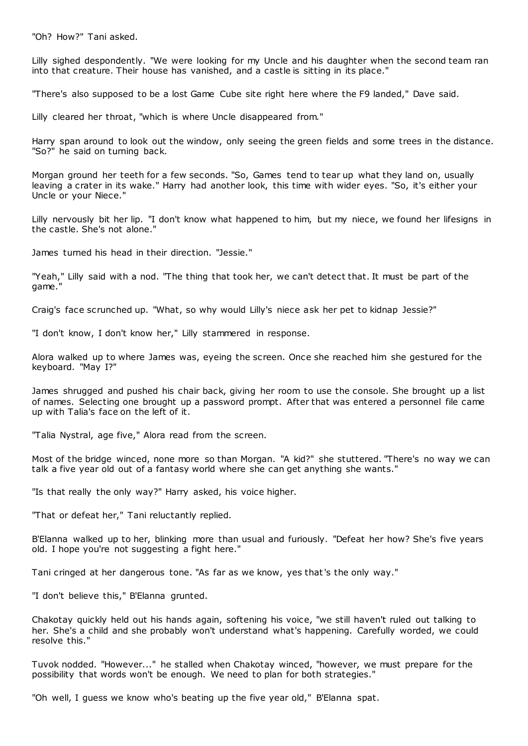"Oh? How?" Tani asked.

Lilly sighed despondently. "We were looking for my Uncle and his daughter when the second team ran into that creature. Their house has vanished, and a castle is sitting in its place."

"There's also supposed to be a lost Game Cube site right here where the F9 landed," Dave said.

Lilly cleared her throat, "which is where Uncle disappeared from."

Harry span around to look out the window, only seeing the green fields and some trees in the distance. "So?" he said on turning back.

Morgan ground her teeth for a few seconds. "So, Games tend to tear up what they land on, usually leaving a crater in its wake." Harry had another look, this time with wider eyes. "So, it's either your Uncle or your Niece."

Lilly nervously bit her lip. "I don't know what happened to him, but my niece, we found her lifesigns in the castle. She's not alone."

James turned his head in their direction. "Jessie."

"Yeah," Lilly said with a nod. "The thing that took her, we can't detect that. It must be part of the game."

Craig's face scrunched up. "What, so why would Lilly's niece ask her pet to kidnap Jessie?"

"I don't know, I don't know her," Lilly stammered in response.

Alora walked up to where James was, eyeing the screen. Once she reached him she gestured for the keyboard. "May I?"

James shrugged and pushed his chair back, giving her room to use the console. She brought up a list of names. Selecting one brought up a password prompt. After that was entered a personnel file came up with Talia's face on the left of it.

"Talia Nystral, age five," Alora read from the screen.

Most of the bridge winced, none more so than Morgan. "A kid?" she stuttered. "There's no way we can talk a five year old out of a fantasy world where she can get anything she wants."

"Is that really the only way?" Harry asked, his voice higher.

"That or defeat her," Tani reluctantly replied.

B'Elanna walked up to her, blinking more than usual and furiously. "Defeat her how? She's five years old. I hope you're not suggesting a fight here."

Tani cringed at her dangerous tone. "As far as we know, yes that's the only way."

"I don't believe this," B'Elanna grunted.

Chakotay quickly held out his hands again, softening his voice, "we still haven't ruled out talking to her. She's a child and she probably won't understand what's happening. Carefully worded, we could resolve this."

Tuvok nodded. "However..." he stalled when Chakotay winced, "however, we must prepare for the possibility that words won't be enough. We need to plan for both strategies."

"Oh well, I guess we know who's beating up the five year old," B'Elanna spat.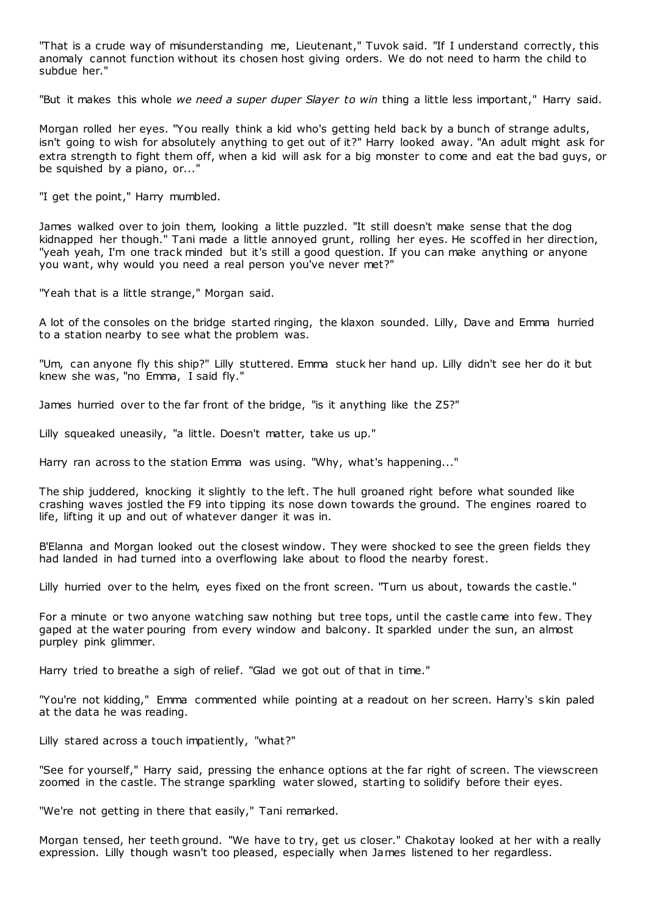"That is a crude way of misunderstanding me, Lieutenant," Tuvok said. "If I understand correctly, this anomaly cannot function without its chosen host giving orders. We do not need to harm the child to subdue her."

"But it makes this whole *we need a super duper Slayer to win* thing a little less important," Harry said.

Morgan rolled her eyes. "You really think a kid who's getting held back by a bunch of strange adults, isn't going to wish for absolutely anything to get out of it?" Harry looked away. "An adult might ask for extra strength to fight them off, when a kid will ask for a big monster to come and eat the bad guys, or be squished by a piano, or..."

"I get the point," Harry mumbled.

James walked over to join them, looking a little puzzled. "It still doesn't make sense that the dog kidnapped her though." Tani made a little annoyed grunt, rolling her eyes. He scoffed in her direction, "yeah yeah, I'm one track minded but it's still a good question. If you can make anything or anyone you want, why would you need a real person you've never met?"

"Yeah that is a little strange," Morgan said.

A lot of the consoles on the bridge started ringing, the klaxon sounded. Lilly, Dave and Emma hurried to a station nearby to see what the problem was.

"Um, can anyone fly this ship?" Lilly stuttered. Emma stuck her hand up. Lilly didn't see her do it but knew she was, "no Emma, I said fly."

James hurried over to the far front of the bridge, "is it anything like the Z5?"

Lilly squeaked uneasily, "a little. Doesn't matter, take us up."

Harry ran across to the station Emma was using. "Why, what's happening..."

The ship juddered, knocking it slightly to the left. The hull groaned right before what sounded like crashing waves jostled the F9 into tipping its nose down towards the ground. The engines roared to life, lifting it up and out of whatever danger it was in.

B'Elanna and Morgan looked out the closest window. They were shocked to see the green fields they had landed in had turned into a overflowing lake about to flood the nearby forest.

Lilly hurried over to the helm, eyes fixed on the front screen. "Turn us about, towards the castle."

For a minute or two anyone watching saw nothing but tree tops, until the castle came into few. They gaped at the water pouring from every window and balcony. It sparkled under the sun, an almost purpley pink glimmer.

Harry tried to breathe a sigh of relief. "Glad we got out of that in time."

"You're not kidding," Emma commented while pointing at a readout on her screen. Harry's skin paled at the data he was reading.

Lilly stared across a touch impatiently, "what?"

"See for yourself," Harry said, pressing the enhance options at the far right of screen. The viewscreen zoomed in the castle. The strange sparkling water slowed, starting to solidify before their eyes.

"We're not getting in there that easily," Tani remarked.

Morgan tensed, her teeth ground. "We have to try, get us closer." Chakotay looked at her with a really expression. Lilly though wasn't too pleased, especially when James listened to her regardless.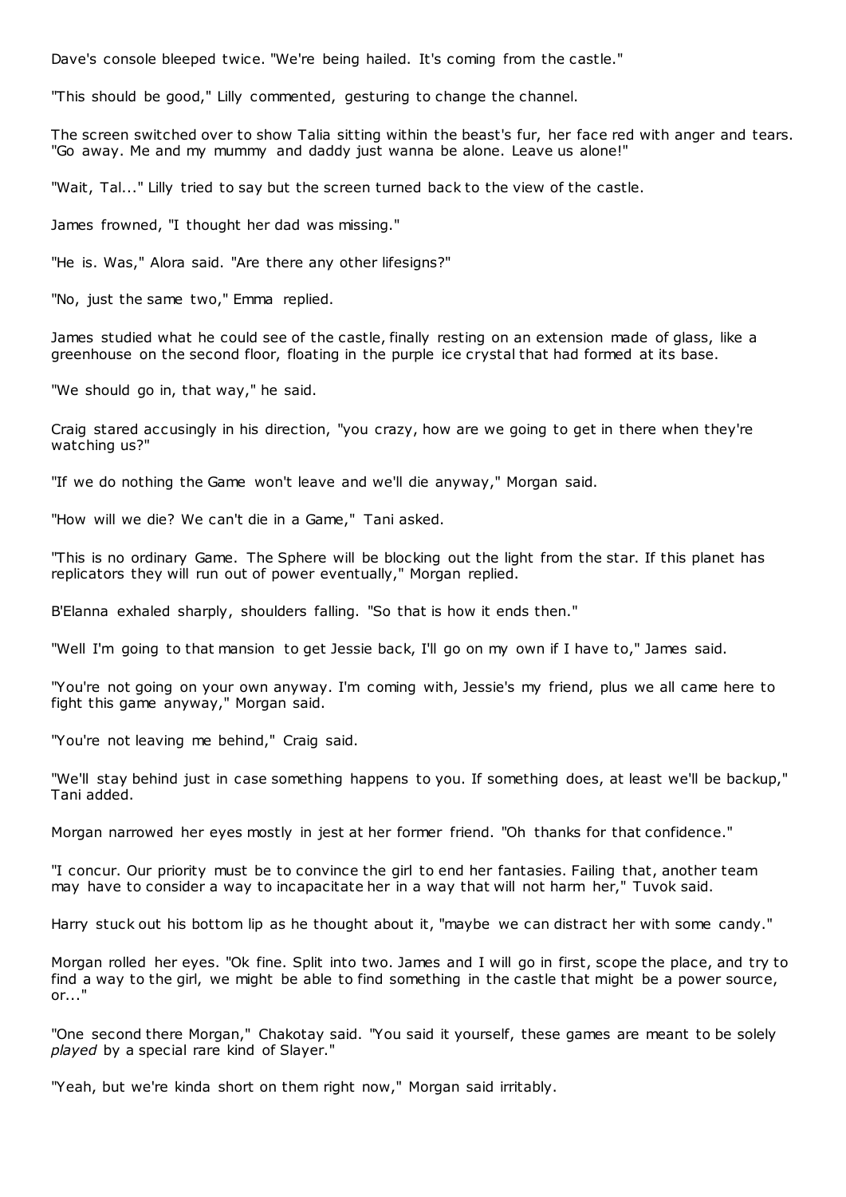Dave's console bleeped twice. "We're being hailed. It's coming from the castle."

"This should be good," Lilly commented, gesturing to change the channel.

The screen switched over to show Talia sitting within the beast's fur, her face red with anger and tears. "Go away. Me and my mummy and daddy just wanna be alone. Leave us alone!"

"Wait, Tal..." Lilly tried to say but the screen turned back to the view of the castle.

James frowned, "I thought her dad was missing."

"He is. Was," Alora said. "Are there any other lifesigns?"

"No, just the same two," Emma replied.

James studied what he could see of the castle, finally resting on an extension made of glass, like a greenhouse on the second floor, floating in the purple ice crystal that had formed at its base.

"We should go in, that way," he said.

Craig stared accusingly in his direction, "you crazy, how are we going to get in there when they're watching us?"

"If we do nothing the Game won't leave and we'll die anyway," Morgan said.

"How will we die? We can't die in a Game," Tani asked.

"This is no ordinary Game. The Sphere will be blocking out the light from the star. If this planet has replicators they will run out of power eventually," Morgan replied.

B'Elanna exhaled sharply, shoulders falling. "So that is how it ends then."

"Well I'm going to that mansion to get Jessie back, I'll go on my own if I have to," James said.

"You're not going on your own anyway. I'm coming with, Jessie's my friend, plus we all came here to fight this game anyway," Morgan said.

"You're not leaving me behind," Craig said.

"We'll stay behind just in case something happens to you. If something does, at least we'll be backup," Tani added.

Morgan narrowed her eyes mostly in jest at her former friend. "Oh thanks for that confidence."

"I concur. Our priority must be to convince the girl to end her fantasies. Failing that, another team may have to consider a way to incapacitate her in a way that will not harm her," Tuvok said.

Harry stuck out his bottom lip as he thought about it, "maybe we can distract her with some candy."

Morgan rolled her eyes. "Ok fine. Split into two. James and I will go in first, scope the place, and try to find a way to the girl, we might be able to find something in the castle that might be a power source, or..."

"One second there Morgan," Chakotay said. "You said it yourself, these games are meant to be solely *played* by a special rare kind of Slayer."

"Yeah, but we're kinda short on them right now," Morgan said irritably.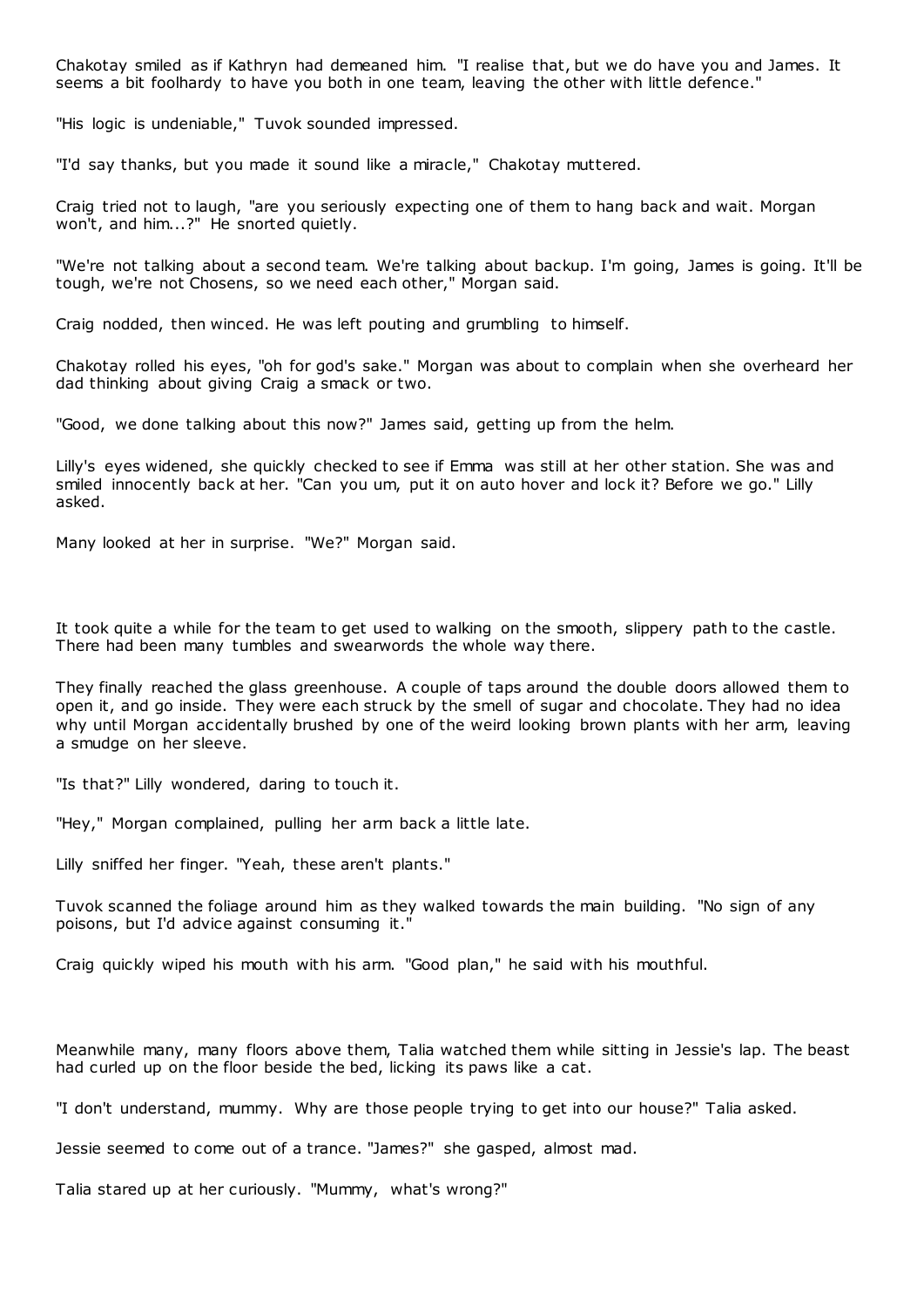Chakotay smiled as if Kathryn had demeaned him. "I realise that, but we do have you and James. It seems a bit foolhardy to have you both in one team, leaving the other with little defence."

"His logic is undeniable," Tuvok sounded impressed.

"I'd say thanks, but you made it sound like a miracle," Chakotay muttered.

Craig tried not to laugh, "are you seriously expecting one of them to hang back and wait. Morgan won't, and him...?" He snorted quietly.

"We're not talking about a second team. We're talking about backup. I'm going, James is going. It'll be tough, we're not Chosens, so we need each other," Morgan said.

Craig nodded, then winced. He was left pouting and grumbling to himself.

Chakotay rolled his eyes, "oh for god's sake." Morgan was about to complain when she overheard her dad thinking about giving Craig a smack or two.

"Good, we done talking about this now?" James said, getting up from the helm.

Lilly's eyes widened, she quickly checked to see if Emma was still at her other station. She was and smiled innocently back at her. "Can you um, put it on auto hover and lock it? Before we go." Lilly asked.

Many looked at her in surprise. "We?" Morgan said.

It took quite a while for the team to get used to walking on the smooth, slippery path to the castle. There had been many tumbles and swearwords the whole way there.

They finally reached the glass greenhouse. A couple of taps around the double doors allowed them to open it, and go inside. They were each struck by the smell of sugar and chocolate. They had no idea why until Morgan accidentally brushed by one of the weird looking brown plants with her arm, leaving a smudge on her sleeve.

"Is that?" Lilly wondered, daring to touch it.

"Hey," Morgan complained, pulling her arm back a little late.

Lilly sniffed her finger. "Yeah, these aren't plants."

Tuvok scanned the foliage around him as they walked towards the main building. "No sign of any poisons, but I'd advice against consuming it."

Craig quickly wiped his mouth with his arm. "Good plan," he said with his mouthful.

Meanwhile many, many floors above them, Talia watched them while sitting in Jessie's lap. The beast had curled up on the floor beside the bed, licking its paws like a cat.

"I don't understand, mummy. Why are those people trying to get into our house?" Talia asked.

Jessie seemed to come out of a trance. "James?" she gasped, almost mad.

Talia stared up at her curiously. "Mummy, what's wrong?"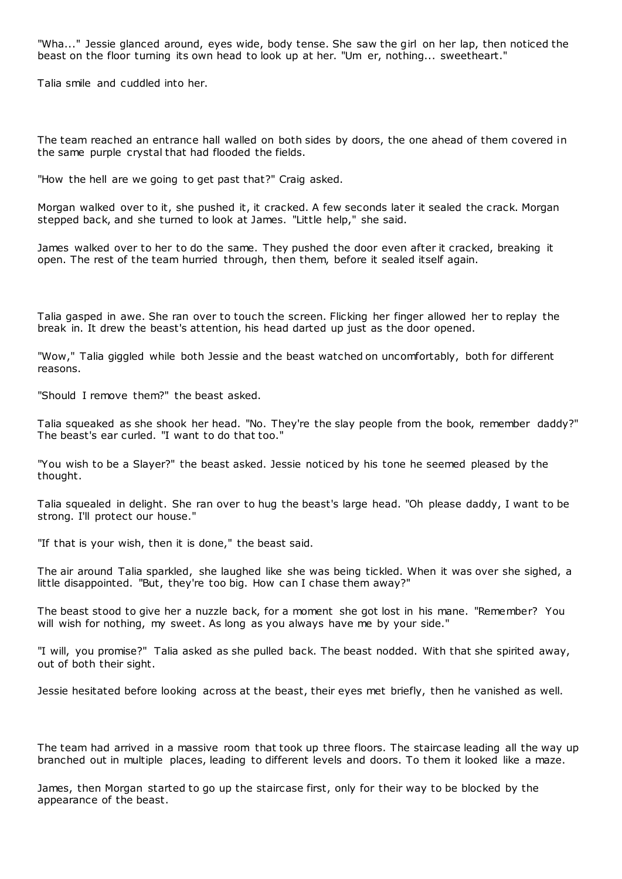"Wha..." Jessie glanced around, eyes wide, body tense. She saw the girl on her lap, then noticed the beast on the floor turning its own head to look up at her. "Um er, nothing... sweetheart."

Talia smile and cuddled into her.

The team reached an entrance hall walled on both sides by doors, the one ahead of them covered in the same purple crystal that had flooded the fields.

"How the hell are we going to get past that?" Craig asked.

Morgan walked over to it, she pushed it, it cracked. A few seconds later it sealed the crack. Morgan stepped back, and she turned to look at James. "Little help," she said.

James walked over to her to do the same. They pushed the door even after it cracked, breaking it open. The rest of the team hurried through, then them, before it sealed itself again.

Talia gasped in awe. She ran over to touch the screen. Flicking her finger allowed her to replay the break in. It drew the beast's attention, his head darted up just as the door opened.

"Wow," Talia giggled while both Jessie and the beast watched on uncomfortably, both for different reasons.

"Should I remove them?" the beast asked.

Talia squeaked as she shook her head. "No. They're the slay people from the book, remember daddy?" The beast's ear curled. "I want to do that too."

"You wish to be a Slayer?" the beast asked. Jessie noticed by his tone he seemed pleased by the thought.

Talia squealed in delight. She ran over to hug the beast's large head. "Oh please daddy, I want to be strong. I'll protect our house."

"If that is your wish, then it is done," the beast said.

The air around Talia sparkled, she laughed like she was being tickled. When it was over she sighed, a little disappointed. "But, they're too big. How can I chase them away?"

The beast stood to give her a nuzzle back, for a moment she got lost in his mane. "Remember? You will wish for nothing, my sweet. As long as you always have me by your side."

"I will, you promise?" Talia asked as she pulled back. The beast nodded. With that she spirited away, out of both their sight.

Jessie hesitated before looking across at the beast, their eyes met briefly, then he vanished as well.

The team had arrived in a massive room that took up three floors. The staircase leading all the way up branched out in multiple places, leading to different levels and doors. To them it looked like a maze.

James, then Morgan started to go up the staircase first, only for their way to be blocked by the appearance of the beast.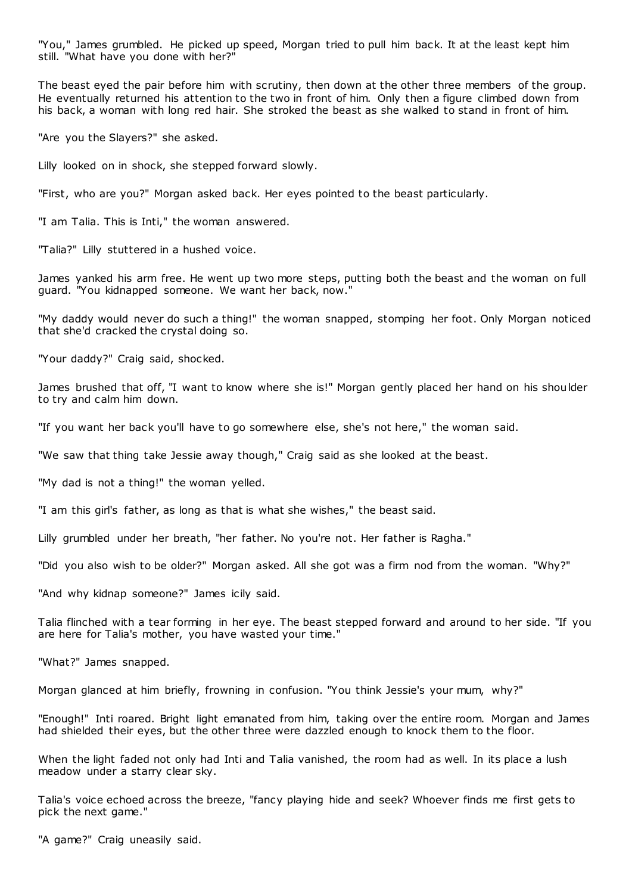"You," James grumbled. He picked up speed, Morgan tried to pull him back. It at the least kept him still. "What have you done with her?"

The beast eyed the pair before him with scrutiny, then down at the other three members of the group. He eventually returned his attention to the two in front of him. Only then a figure climbed down from his back, a woman with long red hair. She stroked the beast as she walked to stand in front of him.

"Are you the Slayers?" she asked.

Lilly looked on in shock, she stepped forward slowly.

"First, who are you?" Morgan asked back. Her eyes pointed to the beast particularly.

"I am Talia. This is Inti," the woman answered.

"Talia?" Lilly stuttered in a hushed voice.

James yanked his arm free. He went up two more steps, putting both the beast and the woman on full guard. "You kidnapped someone. We want her back, now."

"My daddy would never do such a thing!" the woman snapped, stomping her foot. Only Morgan noticed that she'd cracked the crystal doing so.

"Your daddy?" Craig said, shocked.

James brushed that off, "I want to know where she is!" Morgan gently placed her hand on his shoulder to try and calm him down.

"If you want her back you'll have to go somewhere else, she's not here," the woman said.

"We saw that thing take Jessie away though," Craig said as she looked at the beast.

"My dad is not a thing!" the woman yelled.

"I am this girl's father, as long as that is what she wishes," the beast said.

Lilly grumbled under her breath, "her father. No you're not. Her father is Ragha."

"Did you also wish to be older?" Morgan asked. All she got was a firm nod from the woman. "Why?"

"And why kidnap someone?" James icily said.

Talia flinched with a tear forming in her eye. The beast stepped forward and around to her side. "If you are here for Talia's mother, you have wasted your time."

"What?" James snapped.

Morgan glanced at him briefly, frowning in confusion. "You think Jessie's your mum, why?"

"Enough!" Inti roared. Bright light emanated from him, taking over the entire room. Morgan and James had shielded their eyes, but the other three were dazzled enough to knock them to the floor.

When the light faded not only had Inti and Talia vanished, the room had as well. In its place a lush meadow under a starry clear sky.

Talia's voice echoed across the breeze, "fancy playing hide and seek? Whoever finds me first gets to pick the next game."

"A game?" Craig uneasily said.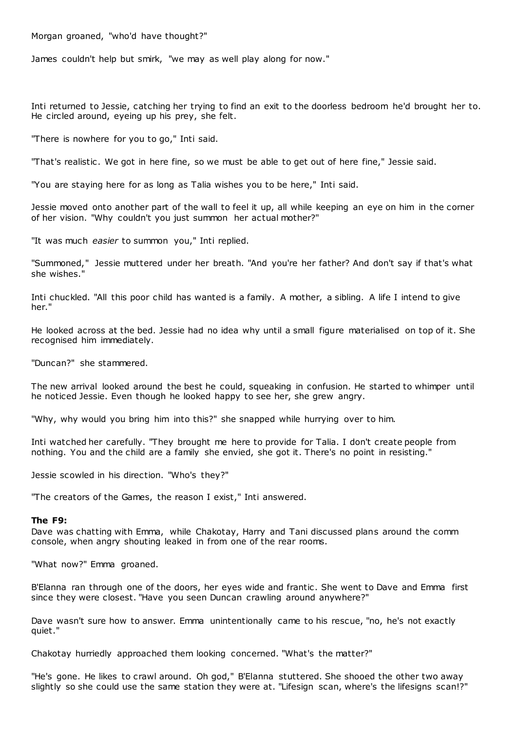Morgan groaned, "who'd have thought?"

James couldn't help but smirk, "we may as well play along for now."

Inti returned to Jessie, catching her trying to find an exit to the doorless bedroom he'd brought her to. He circled around, eyeing up his prey, she felt.

"There is nowhere for you to go," Inti said.

"That's realistic. We got in here fine, so we must be able to get out of here fine," Jessie said.

"You are staying here for as long as Talia wishes you to be here," Inti said.

Jessie moved onto another part of the wall to feel it up, all while keeping an eye on him in the corner of her vision. "Why couldn't you just summon her actual mother?"

"It was much *easier* to summon you," Inti replied.

"Summoned," Jessie muttered under her breath. "And you're her father? And don't say if that's what she wishes."

Inti chuckled. "All this poor child has wanted is a family. A mother, a sibling. A life I intend to give her."

He looked across at the bed. Jessie had no idea why until a small figure materialised on top of it. She recognised him immediately.

"Duncan?" she stammered.

The new arrival looked around the best he could, squeaking in confusion. He started to whimper until he noticed Jessie. Even though he looked happy to see her, she grew angry.

"Why, why would you bring him into this?" she snapped while hurrying over to him.

Inti watched her carefully. "They brought me here to provide for Talia. I don't create people from nothing. You and the child are a family she envied, she got it. There's no point in resisting."

Jessie scowled in his direction. "Who's they?"

"The creators of the Games, the reason I exist," Inti answered.

**The F9:**
Dave was chatting with Emma, while Chakotay, Harry and Tani discussed plans around the comm console, when angry shouting leaked in from one of the rear rooms.

"What now?" Emma groaned.

B'Elanna ran through one of the doors, her eyes wide and frantic. She went to Dave and Emma first since they were closest. "Have you seen Duncan crawling around anywhere?"

Dave wasn't sure how to answer. Emma unintentionally came to his rescue, "no, he's not exactly quiet."

Chakotay hurriedly approached them looking concerned. "What's the matter?"

"He's gone. He likes to crawl around. Oh god," B'Elanna stuttered. She shooed the other two away slightly so she could use the same station they were at. "Lifesign scan, where's the lifesigns scan!?"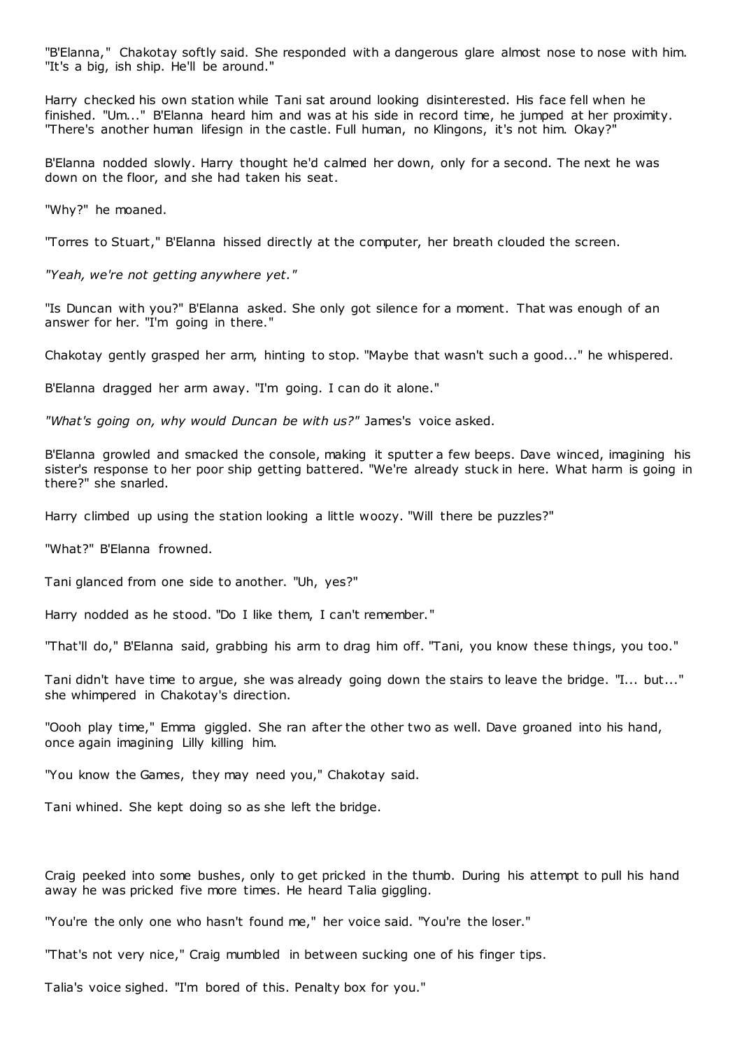"B'Elanna," Chakotay softly said. She responded with a dangerous glare almost nose to nose with him. "It's a big, ish ship. He'll be around."

Harry checked his own station while Tani sat around looking disinterested. His face fell when he finished. "Um..." B'Elanna heard him and was at his side in record time, he jumped at her proximity. "There's another human lifesign in the castle. Full human, no Klingons, it's not him. Okay?"

B'Elanna nodded slowly. Harry thought he'd calmed her down, only for a second. The next he was down on the floor, and she had taken his seat.

"Why?" he moaned.

"Torres to Stuart," B'Elanna hissed directly at the computer, her breath clouded the screen.

*"Yeah, we're not getting anywhere yet."*

"Is Duncan with you?" B'Elanna asked. She only got silence for a moment. That was enough of an answer for her. "I'm going in there."

Chakotay gently grasped her arm, hinting to stop. "Maybe that wasn't such a good..." he whispered.

B'Elanna dragged her arm away. "I'm going. I can do it alone."

*"What's going on, why would Duncan be with us?"* James's voice asked.

B'Elanna growled and smacked the console, making it sputter a few beeps. Dave winced, imagining his sister's response to her poor ship getting battered. "We're already stuck in here. What harm is going in there?" she snarled.

Harry climbed up using the station looking a little woozy. "Will there be puzzles?"

"What?" B'Elanna frowned.

Tani glanced from one side to another. "Uh, yes?"

Harry nodded as he stood. "Do I like them, I can't remember."

"That'll do," B'Elanna said, grabbing his arm to drag him off. "Tani, you know these things, you too."

Tani didn't have time to argue, she was already going down the stairs to leave the bridge. "I... but..." she whimpered in Chakotay's direction.

"Oooh play time," Emma giggled. She ran after the other two as well. Dave groaned into his hand, once again imagining Lilly killing him.

"You know the Games, they may need you," Chakotay said.

Tani whined. She kept doing so as she left the bridge.

Craig peeked into some bushes, only to get pricked in the thumb. During his attempt to pull his hand away he was pricked five more times. He heard Talia giggling.

"You're the only one who hasn't found me," her voice said. "You're the loser."

"That's not very nice," Craig mumbled in between sucking one of his finger tips.

Talia's voice sighed. "I'm bored of this. Penalty box for you."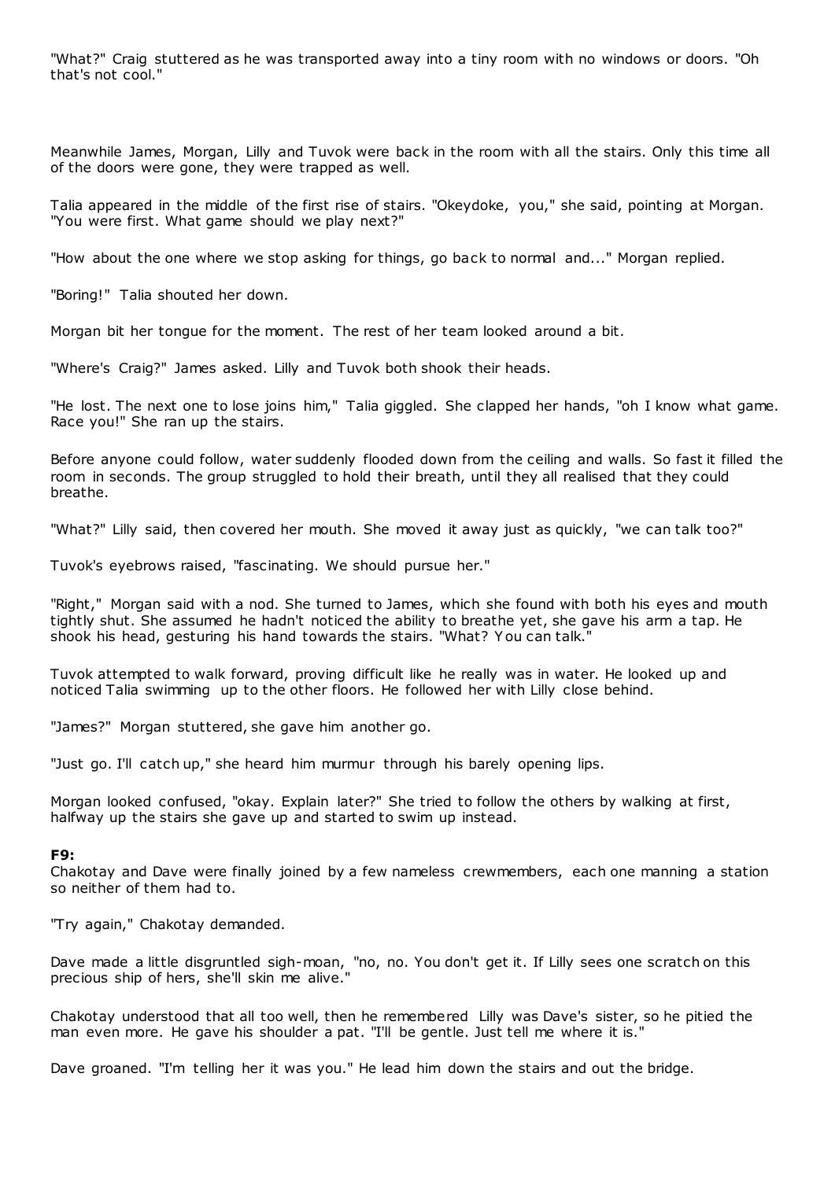"What?" Craig stuttered as he was transported away into a tiny room with no windows or doors. "Oh that's not cool."

Meanwhile James, Morgan, Lilly and Tuvok were back in the room with all the stairs. Only this time all of the doors were gone, they were trapped as well.

Talia appeared in the middle of the first rise of stairs. "Okeydoke, you," she said, pointing at Morgan. "You were first. What game should we play next?"

"How about the one where we stop asking for things, go back to normal and..." Morgan replied.

"Boring!" Talia shouted her down.

Morgan bit her tongue for the moment. The rest of her team looked around a bit.

"Where's Craig?" James asked. Lilly and Tuvok both shook their heads.

"He lost. The next one to lose joins him," Talia giggled. She clapped her hands, "oh I know what game. Race you!" She ran up the stairs.

Before anyone could follow, water suddenly flooded down from the ceiling and walls. So fast it filled the room in seconds. The group struggled to hold their breath, until they all realised that they could breathe.

"What?" Lilly said, then covered her mouth. She moved it away just as quickly, "we can talk too?"

Tuvok's eyebrows raised, "fascinating. We should pursue her."

"Right," Morgan said with a nod. She turned to James, which she found with both his eyes and mouth tightly shut. She assumed he hadn't noticed the ability to breathe yet, she gave his arm a tap. He shook his head, gesturing his hand towards the stairs. "What? You can talk."

Tuvok attempted to walk forward, proving difficult like he really was in water. He looked up and noticed Talia swimming up to the other floors. He followed her with Lilly close behind.

"James?" Morgan stuttered, she gave him another go.

"Just go. I'll catch up," she heard him murmur through his barely opening lips.

Morgan looked confused, "okay. Explain later?" She tried to follow the others by walking at first, halfway up the stairs she gave up and started to swim up instead.

**F9:**

Chakotay and Dave were finally joined by a few nameless crewmembers, each one manning a station so neither of them had to.

"Try again," Chakotay demanded.

Dave made a little disgruntled sigh-moan, "no, no. You don't get it. If Lilly sees one scratch on this precious ship of hers, she'll skin me alive."

Chakotay understood that all too well, then he remembered Lilly was Dave's sister, so he pitied the man even more. He gave his shoulder a pat. "I'll be gentle. Just tell me where it is."

Dave groaned. "I'm telling her it was you." He lead him down the stairs and out the bridge.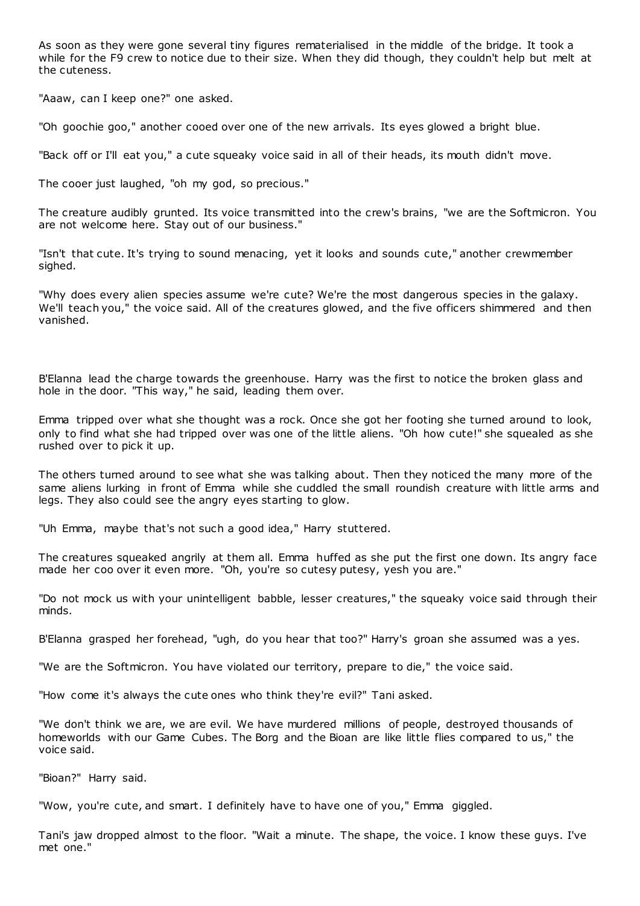As soon as they were gone several tiny figures rematerialised in the middle of the bridge. It took a while for the F9 crew to notice due to their size. When they did though, they couldn't help but melt at the cuteness.

"Aaaw, can I keep one?" one asked.

"Oh goochie goo," another cooed over one of the new arrivals. Its eyes glowed a bright blue.

"Back off or I'll eat you," a cute squeaky voice said in all of their heads, its mouth didn't move.

The cooer just laughed, "oh my god, so precious."

The creature audibly grunted. Its voice transmitted into the crew's brains, "we are the Softmicron. You are not welcome here. Stay out of our business."

"Isn't that cute. It's trying to sound menacing, yet it looks and sounds cute," another crewmember sighed.

"Why does every alien species assume we're cute? We're the most dangerous species in the galaxy. We'll teach you," the voice said. All of the creatures glowed, and the five officers shimmered and then vanished.

B'Elanna lead the charge towards the greenhouse. Harry was the first to notice the broken glass and hole in the door. "This way," he said, leading them over.

Emma tripped over what she thought was a rock. Once she got her footing she turned around to look, only to find what she had tripped over was one of the little aliens. "Oh how cute!" she squealed as she rushed over to pick it up.

The others turned around to see what she was talking about. Then they noticed the many more of the same aliens lurking in front of Emma while she cuddled the small roundish creature with little arms and legs. They also could see the angry eyes starting to glow.

"Uh Emma, maybe that's not such a good idea," Harry stuttered.

The creatures squeaked angrily at them all. Emma huffed as she put the first one down. Its angry face made her coo over it even more. "Oh, you're so cutesy putesy, yesh you are."

"Do not mock us with your unintelligent babble, lesser creatures," the squeaky voice said through their minds.

B'Elanna grasped her forehead, "ugh, do you hear that too?" Harry's groan she assumed was a yes.

"We are the Softmicron. You have violated our territory, prepare to die," the voice said.

"How come it's always the cute ones who think they're evil?" Tani asked.

"We don't think we are, we are evil. We have murdered millions of people, destroyed thousands of homeworlds with our Game Cubes. The Borg and the Bioan are like little flies compared to us," the voice said.

"Bioan?" Harry said.

"Wow, you're cute, and smart. I definitely have to have one of you," Emma giggled.

Tani's jaw dropped almost to the floor. "Wait a minute. The shape, the voice. I know these guys. I've met one."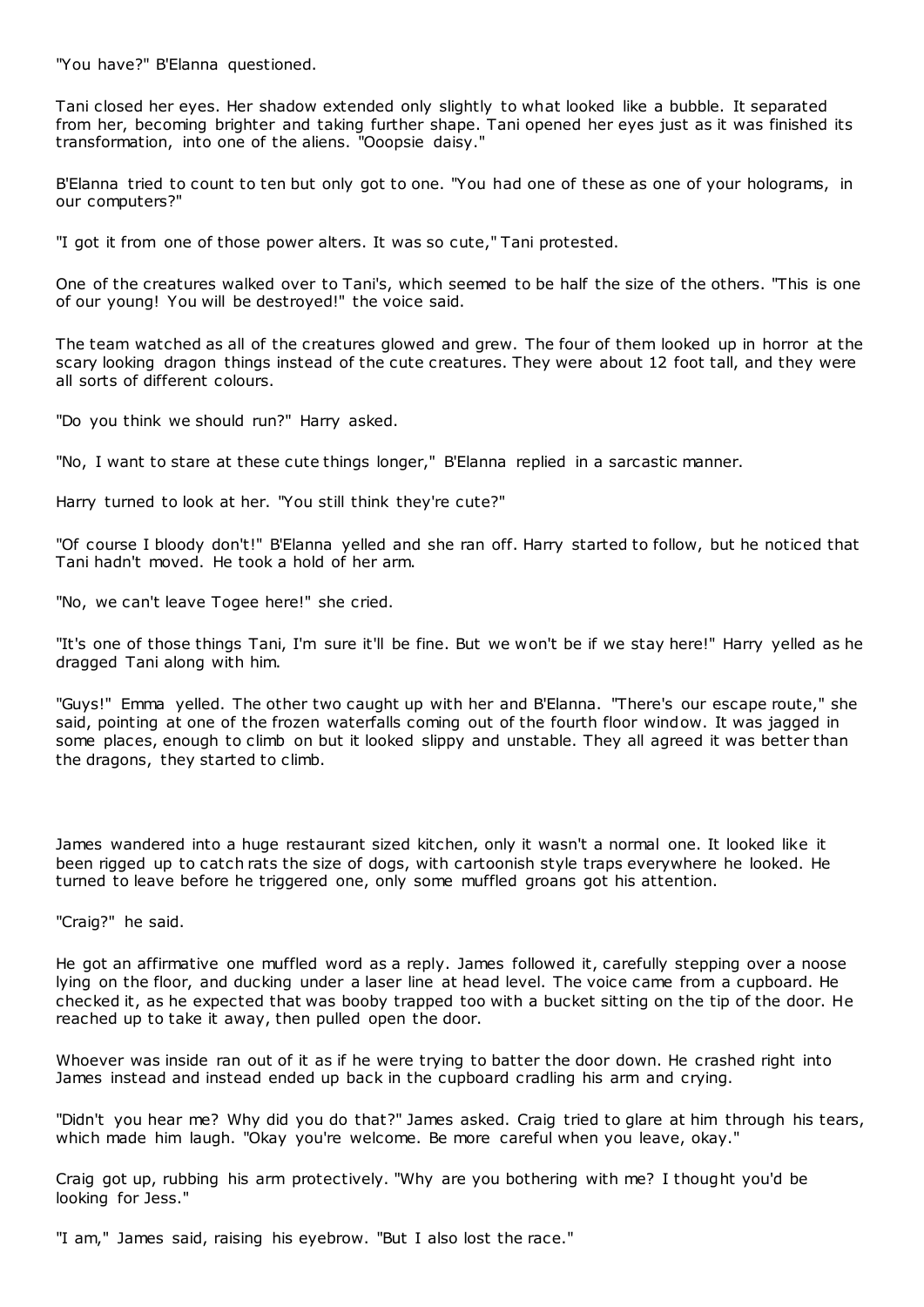"You have?" B'Elanna questioned.

Tani closed her eyes. Her shadow extended only slightly to what looked like a bubble. It separated from her, becoming brighter and taking further shape. Tani opened her eyes just as it was finished its transformation, into one of the aliens. "Ooopsie daisy."

B'Elanna tried to count to ten but only got to one. "You had one of these as one of your holograms, in our computers?"

"I got it from one of those power alters. It was so cute," Tani protested.

One of the creatures walked over to Tani's, which seemed to be half the size of the others. "This is one of our young! You will be destroyed!" the voice said.

The team watched as all of the creatures glowed and grew. The four of them looked up in horror at the scary looking dragon things instead of the cute creatures. They were about 12 foot tall, and they were all sorts of different colours.

"Do you think we should run?" Harry asked.

"No, I want to stare at these cute things longer," B'Elanna replied in a sarcastic manner.

Harry turned to look at her. "You still think they're cute?"

"Of course I bloody don't!" B'Elanna yelled and she ran off. Harry started to follow, but he noticed that Tani hadn't moved. He took a hold of her arm.

"No, we can't leave Togee here!" she cried.

"It's one of those things Tani, I'm sure it'll be fine. But we won't be if we stay here!" Harry yelled as he dragged Tani along with him.

"Guys!" Emma yelled. The other two caught up with her and B'Elanna. "There's our escape route," she said, pointing at one of the frozen waterfalls coming out of the fourth floor window. It was jagged in some places, enough to climb on but it looked slippy and unstable. They all agreed it was better than the dragons, they started to climb.

James wandered into a huge restaurant sized kitchen, only it wasn't a normal one. It looked like it been rigged up to catch rats the size of dogs, with cartoonish style traps everywhere he looked. He turned to leave before he triggered one, only some muffled groans got his attention.

"Craig?" he said.

He got an affirmative one muffled word as a reply. James followed it, carefully stepping over a noose lying on the floor, and ducking under a laser line at head level. The voice came from a cupboard. He checked it, as he expected that was booby trapped too with a bucket sitting on the tip of the door. He reached up to take it away, then pulled open the door.

Whoever was inside ran out of it as if he were trying to batter the door down. He crashed right into James instead and instead ended up back in the cupboard cradling his arm and crying.

"Didn't you hear me? Why did you do that?" James asked. Craig tried to glare at him through his tears, which made him laugh. "Okay you're welcome. Be more careful when you leave, okay."

Craig got up, rubbing his arm protectively. "Why are you bothering with me? I thought you'd be looking for Jess."

"I am," James said, raising his eyebrow. "But I also lost the race."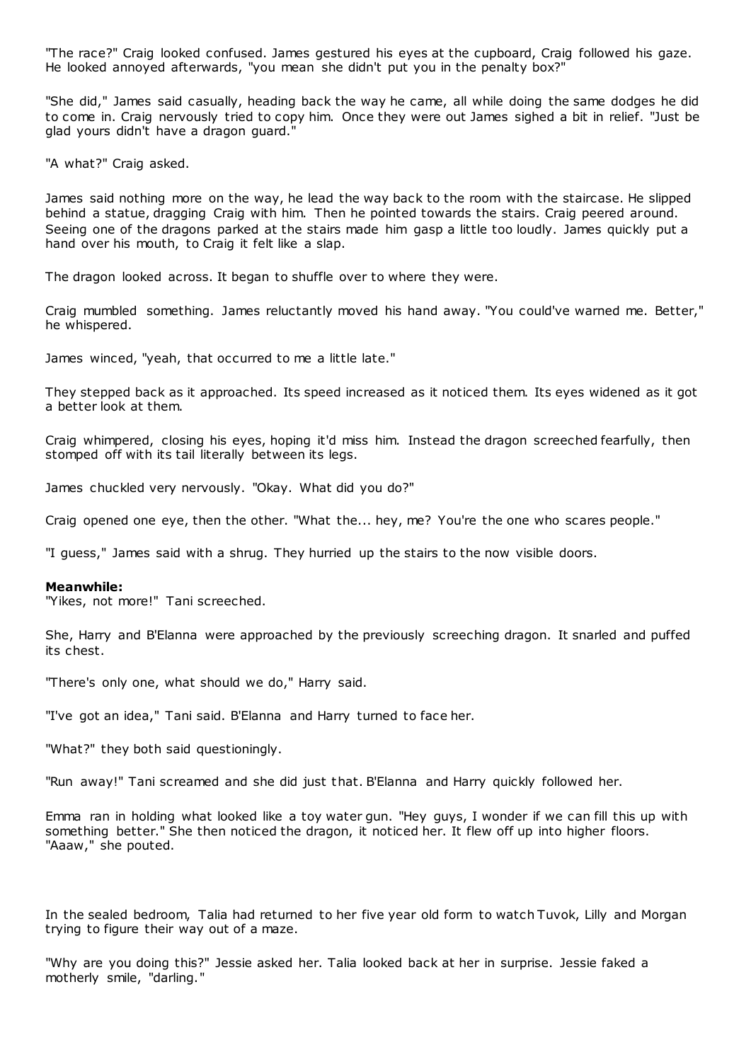"The race?" Craig looked confused. James gestured his eyes at the cupboard, Craig followed his gaze. He looked annoyed afterwards, "you mean she didn't put you in the penalty box?"

"She did," James said casually, heading back the way he came, all while doing the same dodges he did to come in. Craig nervously tried to copy him. Once they were out James sighed a bit in relief. "Just be glad yours didn't have a dragon guard."

"A what?" Craig asked.

James said nothing more on the way, he lead the way back to the room with the staircase. He slipped behind a statue, dragging Craig with him. Then he pointed towards the stairs. Craig peered around. Seeing one of the dragons parked at the stairs made him gasp a little too loudly. James quickly put a hand over his mouth, to Craig it felt like a slap.

The dragon looked across. It began to shuffle over to where they were.

Craig mumbled something. James reluctantly moved his hand away. "You could've warned me. Better," he whispered.

James winced, "yeah, that occurred to me a little late."

They stepped back as it approached. Its speed increased as it noticed them. Its eyes widened as it got a better look at them.

Craig whimpered, closing his eyes, hoping it'd miss him. Instead the dragon screeched fearfully, then stomped off with its tail literally between its legs.

James chuckled very nervously. "Okay. What did you do?"

Craig opened one eye, then the other. "What the... hey, me? You're the one who scares people."

"I guess," James said with a shrug. They hurried up the stairs to the now visible doors.

**Meanwhile:**
"Yikes, not more!" Tani screeched.

She, Harry and B'Elanna were approached by the previously screeching dragon. It snarled and puffed its chest.

"There's only one, what should we do," Harry said.

"I've got an idea," Tani said. B'Elanna and Harry turned to face her.

"What?" they both said questioningly.

"Run away!" Tani screamed and she did just that. B'Elanna and Harry quickly followed her.

Emma ran in holding what looked like a toy water gun. "Hey guys, I wonder if we can fill this up with something better." She then noticed the dragon, it noticed her. It flew off up into higher floors. "Aaaw," she pouted.

In the sealed bedroom, Talia had returned to her five year old form to watch Tuvok, Lilly and Morgan trying to figure their way out of a maze.

"Why are you doing this?" Jessie asked her. Talia looked back at her in surprise. Jessie faked a motherly smile, "darling."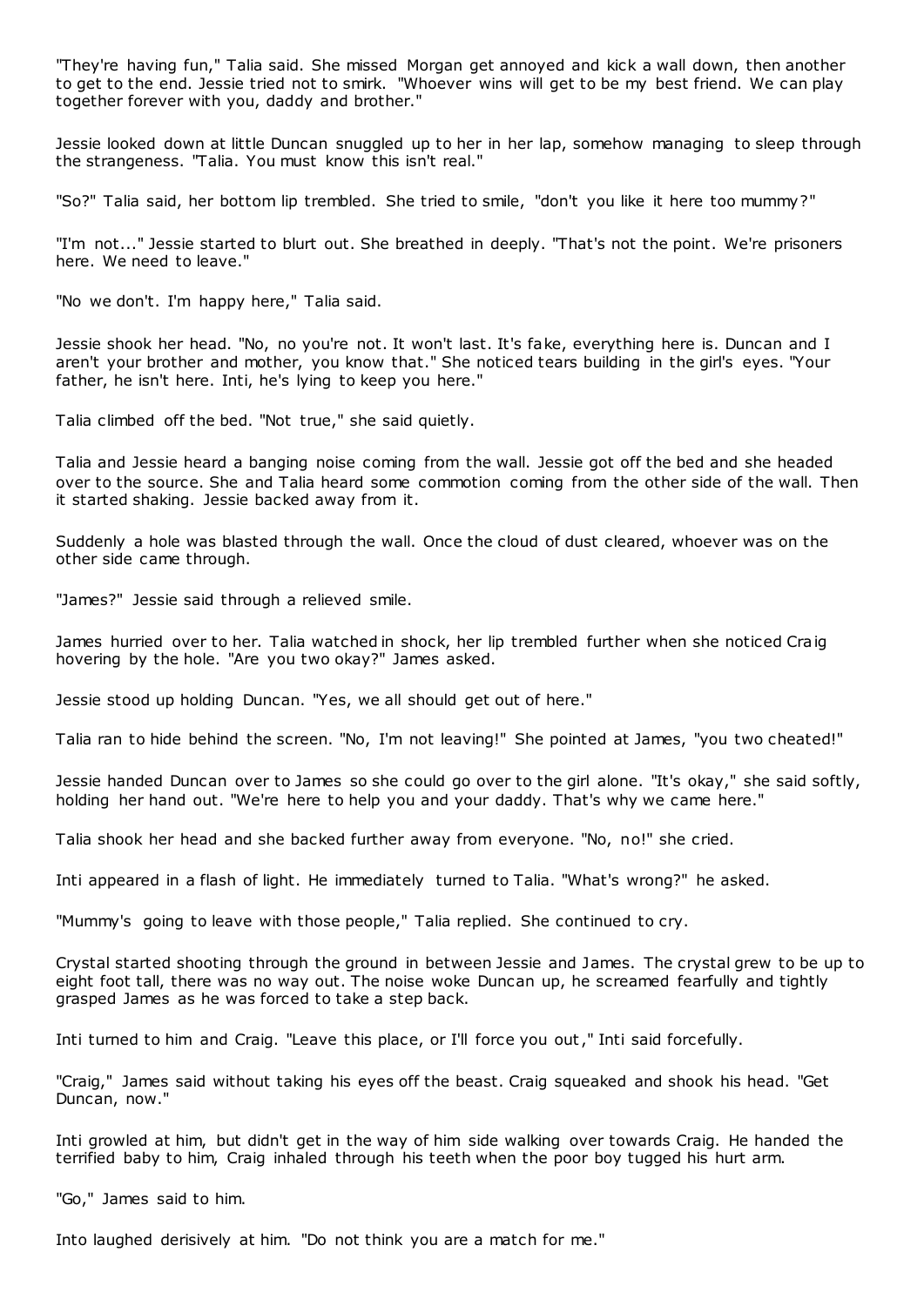"They're having fun," Talia said. She missed Morgan get annoyed and kick a wall down, then another to get to the end. Jessie tried not to smirk. "Whoever wins will get to be my best friend. We can play together forever with you, daddy and brother."

Jessie looked down at little Duncan snuggled up to her in her lap, somehow managing to sleep through the strangeness. "Talia. You must know this isn't real."

"So?" Talia said, her bottom lip trembled. She tried to smile, "don't you like it here too mummy?"

"I'm not..." Jessie started to blurt out. She breathed in deeply. "That's not the point. We're prisoners here. We need to leave."

"No we don't. I'm happy here," Talia said.

Jessie shook her head. "No, no you're not. It won't last. It's fake, everything here is. Duncan and I aren't your brother and mother, you know that." She noticed tears building in the girl's eyes. "Your father, he isn't here. Inti, he's lying to keep you here."

Talia climbed off the bed. "Not true," she said quietly.

Talia and Jessie heard a banging noise coming from the wall. Jessie got off the bed and she headed over to the source. She and Talia heard some commotion coming from the other side of the wall. Then it started shaking. Jessie backed away from it.

Suddenly a hole was blasted through the wall. Once the cloud of dust cleared, whoever was on the other side came through.

"James?" Jessie said through a relieved smile.

James hurried over to her. Talia watched in shock, her lip trembled further when she noticed Craig hovering by the hole. "Are you two okay?" James asked.

Jessie stood up holding Duncan. "Yes, we all should get out of here."

Talia ran to hide behind the screen. "No, I'm not leaving!" She pointed at James, "you two cheated!"

Jessie handed Duncan over to James so she could go over to the girl alone. "It's okay," she said softly, holding her hand out. "We're here to help you and your daddy. That's why we came here."

Talia shook her head and she backed further away from everyone. "No, no!" she cried.

Inti appeared in a flash of light. He immediately turned to Talia. "What's wrong?" he asked.

"Mummy's going to leave with those people," Talia replied. She continued to cry.

Crystal started shooting through the ground in between Jessie and James. The crystal grew to be up to eight foot tall, there was no way out. The noise woke Duncan up, he screamed fearfully and tightly grasped James as he was forced to take a step back.

Inti turned to him and Craig. "Leave this place, or I'll force you out," Inti said forcefully.

"Craig," James said without taking his eyes off the beast. Craig squeaked and shook his head. "Get Duncan, now."

Inti growled at him, but didn't get in the way of him side walking over towards Craig. He handed the terrified baby to him, Craig inhaled through his teeth when the poor boy tugged his hurt arm.

"Go," James said to him.

Into laughed derisively at him. "Do not think you are a match for me."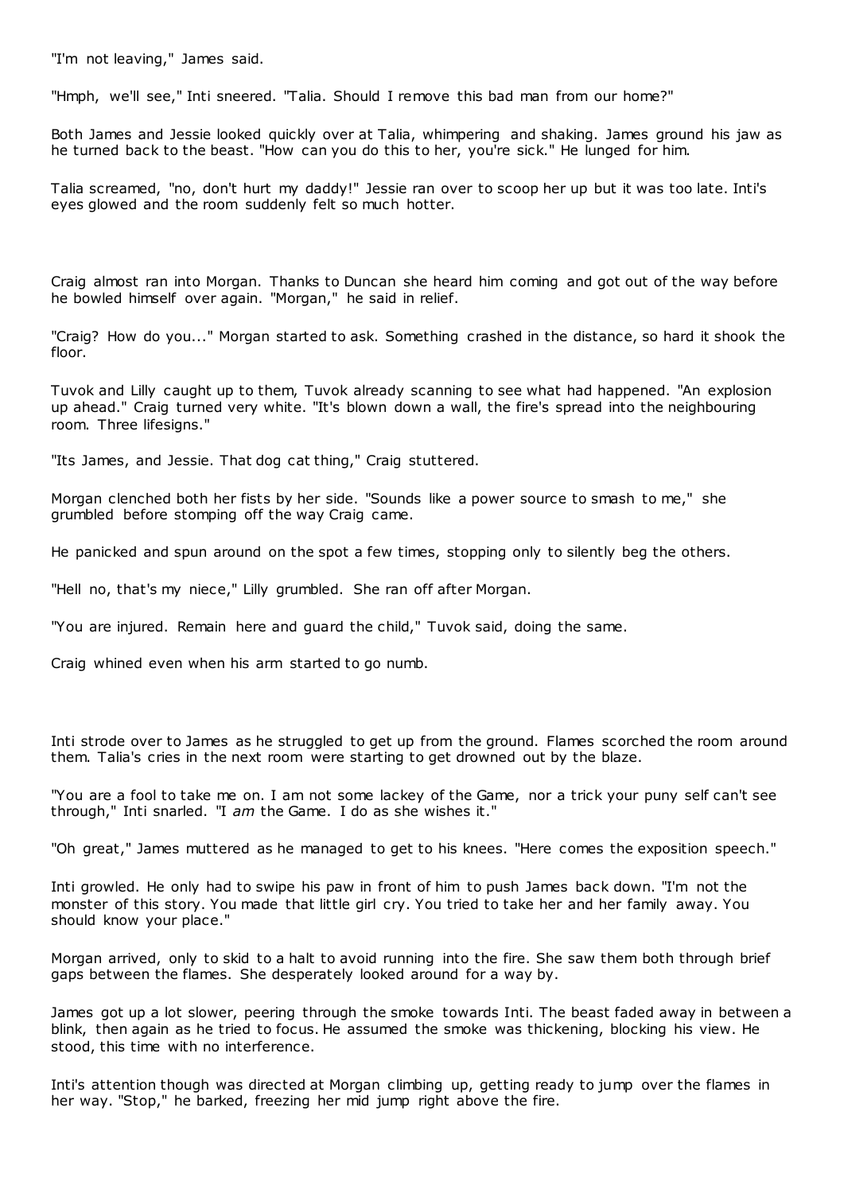"I'm not leaving," James said.

"Hmph, we'll see," Inti sneered. "Talia. Should I remove this bad man from our home?"

Both James and Jessie looked quickly over at Talia, whimpering and shaking. James ground his jaw as he turned back to the beast. "How can you do this to her, you're sick." He lunged for him.

Talia screamed, "no, don't hurt my daddy!" Jessie ran over to scoop her up but it was too late. Inti's eyes glowed and the room suddenly felt so much hotter.

Craig almost ran into Morgan. Thanks to Duncan she heard him coming and got out of the way before he bowled himself over again. "Morgan," he said in relief.

"Craig? How do you..." Morgan started to ask. Something crashed in the distance, so hard it shook the floor.

Tuvok and Lilly caught up to them, Tuvok already scanning to see what had happened. "An explosion up ahead." Craig turned very white. "It's blown down a wall, the fire's spread into the neighbouring room. Three lifesigns."

"Its James, and Jessie. That dog cat thing," Craig stuttered.

Morgan clenched both her fists by her side. "Sounds like a power source to smash to me," she grumbled before stomping off the way Craig came.

He panicked and spun around on the spot a few times, stopping only to silently beg the others.

"Hell no, that's my niece," Lilly grumbled. She ran off after Morgan.

"You are injured. Remain here and guard the child," Tuvok said, doing the same.

Craig whined even when his arm started to go numb.

Inti strode over to James as he struggled to get up from the ground. Flames scorched the room around them. Talia's cries in the next room were starting to get drowned out by the blaze.

"You are a fool to take me on. I am not some lackey of the Game, nor a trick your puny self can't see through," Inti snarled. "I *am* the Game. I do as she wishes it."

"Oh great," James muttered as he managed to get to his knees. "Here comes the exposition speech."

Inti growled. He only had to swipe his paw in front of him to push James back down. "I'm not the monster of this story. You made that little girl cry. You tried to take her and her family away. You should know your place."

Morgan arrived, only to skid to a halt to avoid running into the fire. She saw them both through brief gaps between the flames. She desperately looked around for a way by.

James got up a lot slower, peering through the smoke towards Inti. The beast faded away in between a blink, then again as he tried to focus. He assumed the smoke was thickening, blocking his view. He stood, this time with no interference.

Inti's attention though was directed at Morgan climbing up, getting ready to jump over the flames in her way. "Stop," he barked, freezing her mid jump right above the fire.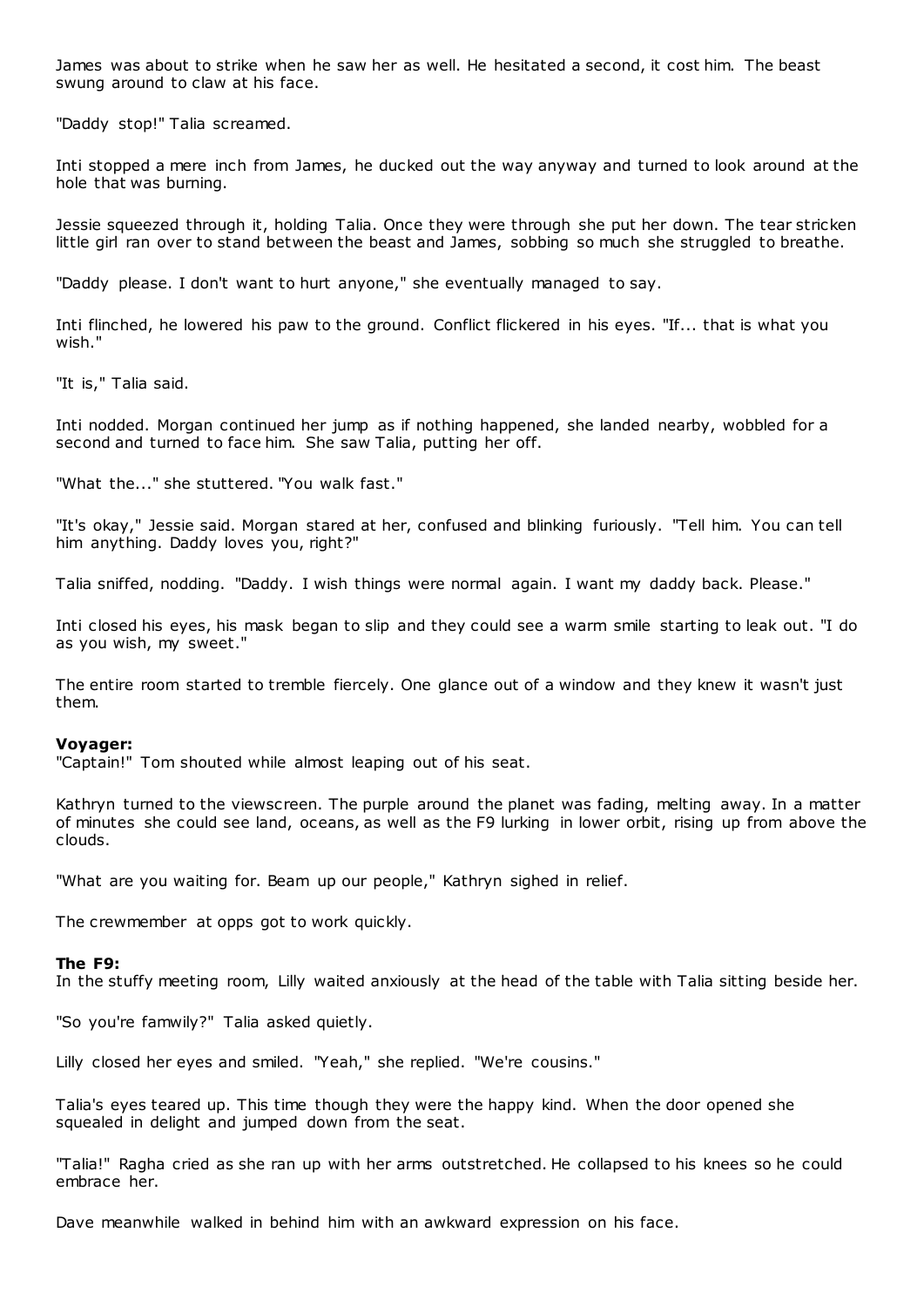James was about to strike when he saw her as well. He hesitated a second, it cost him. The beast swung around to claw at his face.

"Daddy stop!" Talia screamed.

Inti stopped a mere inch from James, he ducked out the way anyway and turned to look around at the hole that was burning.

Jessie squeezed through it, holding Talia. Once they were through she put her down. The tear stricken little girl ran over to stand between the beast and James, sobbing so much she struggled to breathe.

"Daddy please. I don't want to hurt anyone," she eventually managed to say.

Inti flinched, he lowered his paw to the ground. Conflict flickered in his eyes. "If... that is what you wish."

"It is," Talia said.

Inti nodded. Morgan continued her jump as if nothing happened, she landed nearby, wobbled for a second and turned to face him. She saw Talia, putting her off.

"What the..." she stuttered. "You walk fast."

"It's okay," Jessie said. Morgan stared at her, confused and blinking furiously. "Tell him. You can tell him anything. Daddy loves you, right?"

Talia sniffed, nodding. "Daddy. I wish things were normal again. I want my daddy back. Please."

Inti closed his eyes, his mask began to slip and they could see a warm smile starting to leak out. "I do as you wish, my sweet."

The entire room started to tremble fiercely. One glance out of a window and they knew it wasn't just them.

**Voyager:**
"Captain!" Tom shouted while almost leaping out of his seat.

Kathryn turned to the viewscreen. The purple around the planet was fading, melting away. In a matter of minutes she could see land, oceans, as well as the F9 lurking in lower orbit, rising up from above the clouds.

"What are you waiting for. Beam up our people," Kathryn sighed in relief.

The crewmember at opps got to work quickly.

**The F9:**
In the stuffy meeting room, Lilly waited anxiously at the head of the table with Talia sitting beside her.

"So you're famwily?" Talia asked quietly.

Lilly closed her eyes and smiled. "Yeah," she replied. "We're cousins."

Talia's eyes teared up. This time though they were the happy kind. When the door opened she squealed in delight and jumped down from the seat.

"Talia!" Ragha cried as she ran up with her arms outstretched. He collapsed to his knees so he could embrace her.

Dave meanwhile walked in behind him with an awkward expression on his face.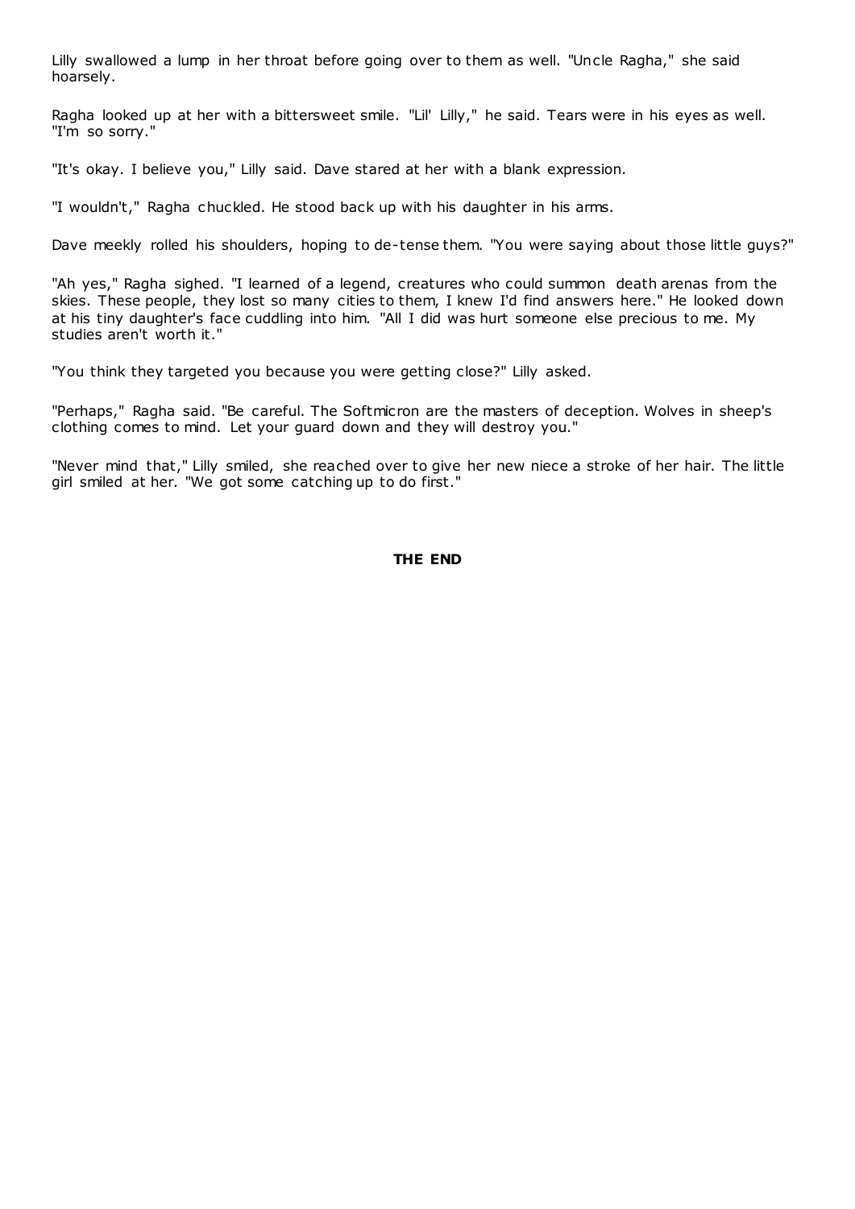Lilly swallowed a lump in her throat before going over to them as well. "Uncle Ragha," she said hoarsely.

Ragha looked up at her with a bittersweet smile. "Lil' Lilly," he said. Tears were in his eyes as well. "I'm so sorry."

"It's okay. I believe you," Lilly said. Dave stared at her with a blank expression.

"I wouldn't," Ragha chuckled. He stood back up with his daughter in his arms.

Dave meekly rolled his shoulders, hoping to de-tense them. "You were saying about those little guys?"

"Ah yes," Ragha sighed. "I learned of a legend, creatures who could summon death arenas from the skies. These people, they lost so many cities to them, I knew I'd find answers here." He looked down at his tiny daughter's face cuddling into him. "All I did was hurt someone else precious to me. My studies aren't worth it."

"You think they targeted you because you were getting close?" Lilly asked.

"Perhaps," Ragha said. "Be careful. The Softmicron are the masters of deception. Wolves in sheep's clothing comes to mind. Let your guard down and they will destroy you."

"Never mind that," Lilly smiled, she reached over to give her new niece a stroke of her hair. The little girl smiled at her. "We got some catching up to do first."

**THE END**